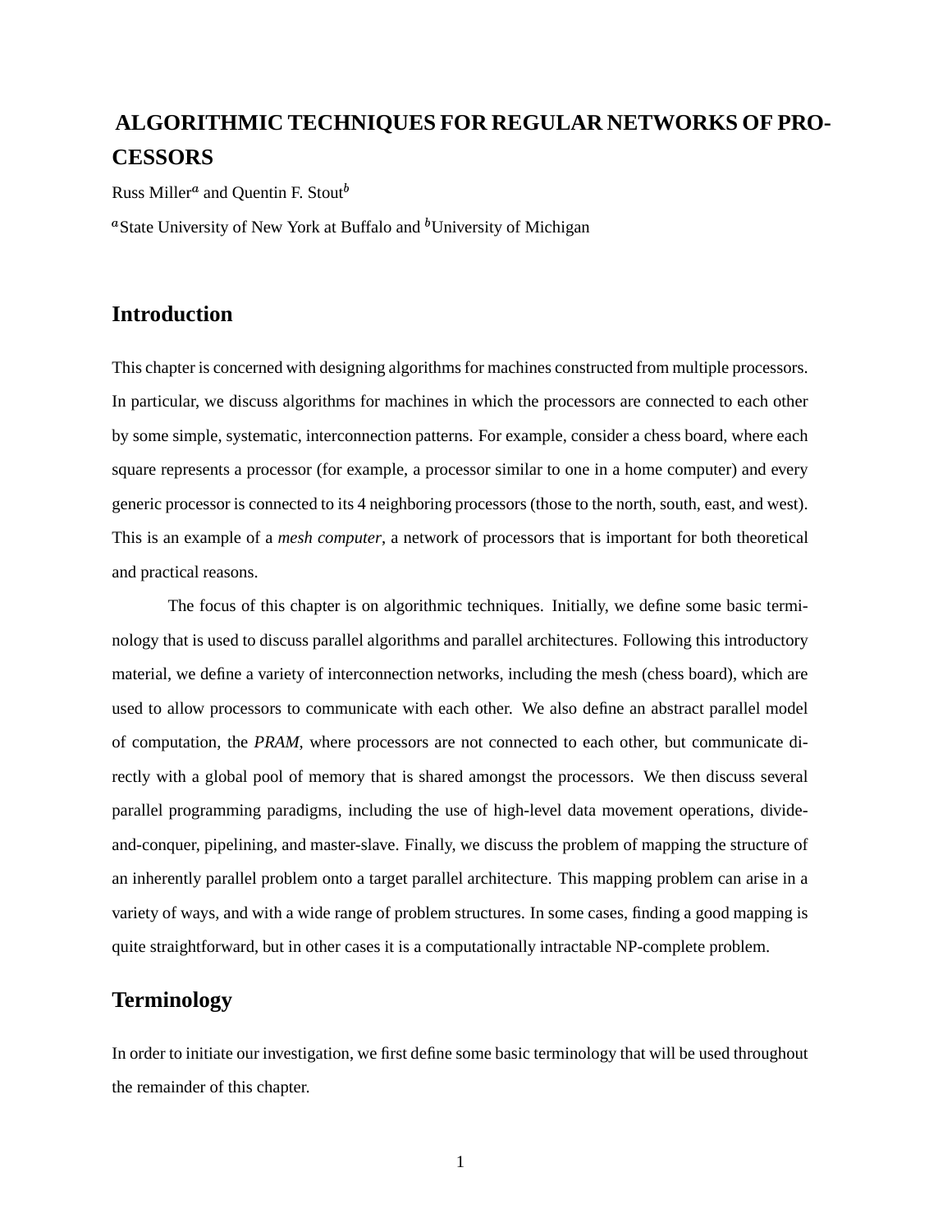# ALGORITHMIC TECHNIQUES FOR REGULAR NETWORKS OF PROCESSORS

Russ Miller[a] and Quentin F. Stout[b]

[a]State University of New York at Buffalo and [b]University of Michigan

## Introduction

This chapter is concerned with designing algorithms for machines constructed from multiple processors. In particular, we discuss algorithms for machines in which the processors are connected to each other by some simple, systematic, interconnection patterns. For example, consider a chess board, where each square represents a processor (for example, a processor similar to one in a home computer) and every generic processor is connected to its 4 neighboring processors (those to the north, south, east, and west). This is an example of a *mesh computer*, a network of processors that is important for both theoretical and practical reasons.

The focus of this chapter is on algorithmic techniques. Initially, we define some basic terminology that is used to discuss parallel algorithms and parallel architectures. Following this introductory material, we define a variety of interconnection networks, including the mesh (chess board), which are used to allow processors to communicate with each other. We also define an abstract parallel model of computation, the *PRAM*, where processors are not connected to each other, but communicate directly with a global pool of memory that is shared amongst the processors. We then discuss several parallel programming paradigms, including the use of high-level data movement operations, divide-and-conquer, pipelining, and master-slave. Finally, we discuss the problem of mapping the structure of an inherently parallel problem onto a target parallel architecture. This mapping problem can arise in a variety of ways, and with a wide range of problem structures. In some cases, finding a good mapping is quite straightforward, but in other cases it is a computationally intractable NP-complete problem.

## Terminology

In order to initiate our investigation, we first define some basic terminology that will be used throughout the remainder of this chapter.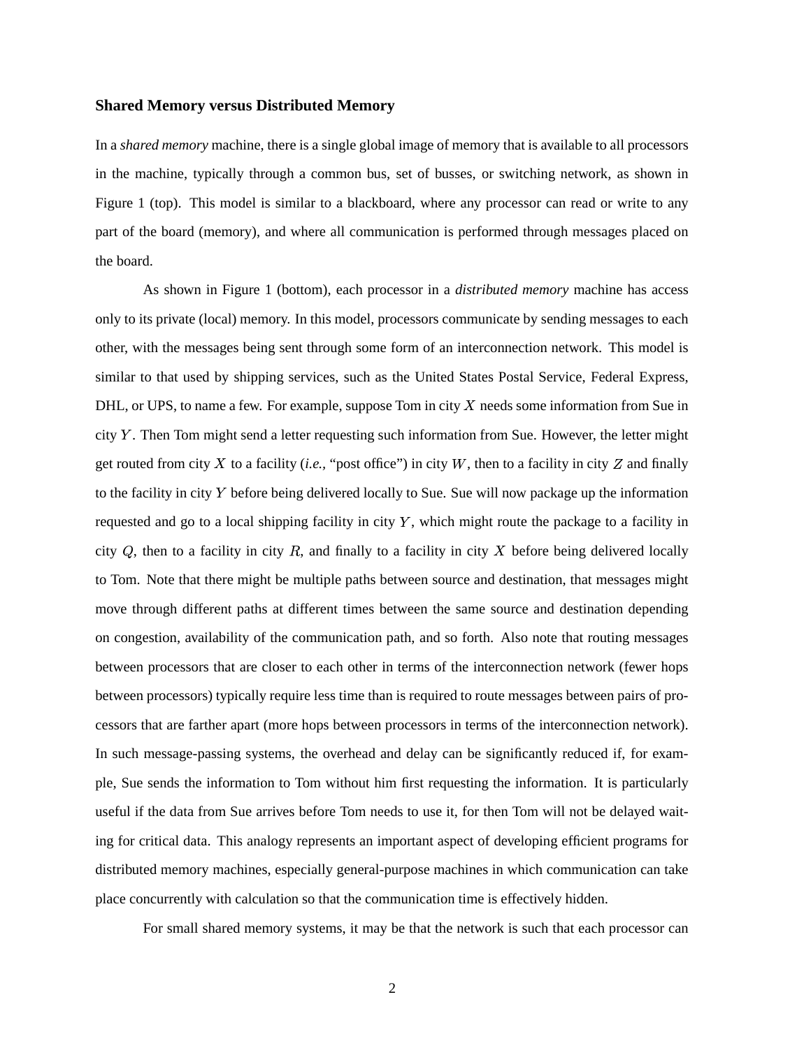### Shared Memory versus Distributed Memory

In a *shared memory* machine, there is a single global image of memory that is available to all processors in the machine, typically through a common bus, set of busses, or switching network, as shown in Figure 1 (top). This model is similar to a blackboard, where any processor can read or write to any part of the board (memory), and where all communication is performed through messages placed on the board.

As shown in Figure 1 (bottom), each processor in a *distributed memory* machine has access only to its private (local) memory. In this model, processors communicate by sending messages to each other, with the messages being sent through some form of an interconnection network. This model is similar to that used by shipping services, such as the United States Postal Service, Federal Express, DHL, or UPS, to name a few. For example, suppose Tom in city $X$ needs some information from Sue in city $Y$. Then Tom might send a letter requesting such information from Sue. However, the letter might get routed from city $X$ to a facility (*i.e.*, "post office") in city $W$, then to a facility in city $Z$ and finally to the facility in city $Y$ before being delivered locally to Sue. Sue will now package up the information requested and go to a local shipping facility in city $Y$, which might route the package to a facility in city $Q$, then to a facility in city $R$, and finally to a facility in city $X$ before being delivered locally to Tom. Note that there might be multiple paths between source and destination, that messages might move through different paths at different times between the same source and destination depending on congestion, availability of the communication path, and so forth. Also note that routing messages between processors that are closer to each other in terms of the interconnection network (fewer hops between processors) typically require less time than is required to route messages between pairs of processors that are farther apart (more hops between processors in terms of the interconnection network). In such message-passing systems, the overhead and delay can be significantly reduced if, for example, Sue sends the information to Tom without him first requesting the information. It is particularly useful if the data from Sue arrives before Tom needs to use it, for then Tom will not be delayed waiting for critical data. This analogy represents an important aspect of developing efficient programs for distributed memory machines, especially general-purpose machines in which communication can take place concurrently with calculation so that the communication time is effectively hidden.

For small shared memory systems, it may be that the network is such that each processor can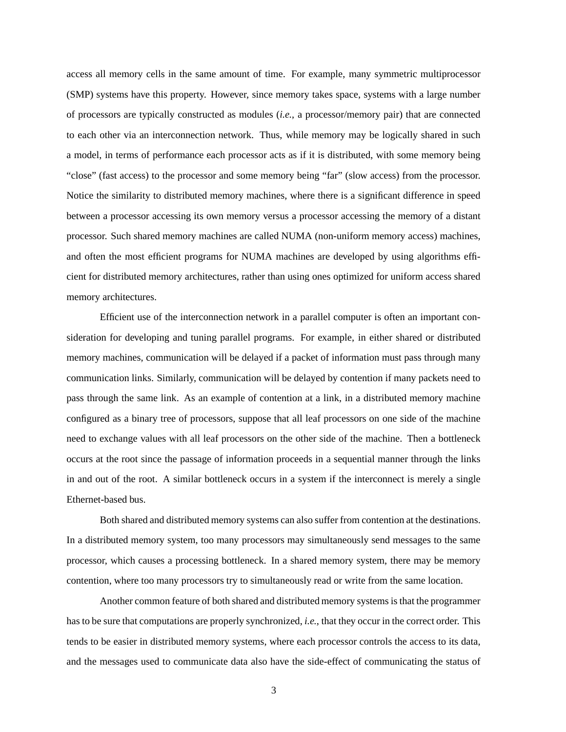access all memory cells in the same amount of time. For example, many symmetric multiprocessor (SMP) systems have this property. However, since memory takes space, systems with a large number of processors are typically constructed as modules (*i.e.*, a processor/memory pair) that are connected to each other via an interconnection network. Thus, while memory may be logically shared in such a model, in terms of performance each processor acts as if it is distributed, with some memory being "close" (fast access) to the processor and some memory being "far" (slow access) from the processor. Notice the similarity to distributed memory machines, where there is a significant difference in speed between a processor accessing its own memory versus a processor accessing the memory of a distant processor. Such shared memory machines are called NUMA (non-uniform memory access) machines, and often the most efficient programs for NUMA machines are developed by using algorithms efficient for distributed memory architectures, rather than using ones optimized for uniform access shared memory architectures.

Efficient use of the interconnection network in a parallel computer is often an important consideration for developing and tuning parallel programs. For example, in either shared or distributed memory machines, communication will be delayed if a packet of information must pass through many communication links. Similarly, communication will be delayed by contention if many packets need to pass through the same link. As an example of contention at a link, in a distributed memory machine configured as a binary tree of processors, suppose that all leaf processors on one side of the machine need to exchange values with all leaf processors on the other side of the machine. Then a bottleneck occurs at the root since the passage of information proceeds in a sequential manner through the links in and out of the root. A similar bottleneck occurs in a system if the interconnect is merely a single Ethernet-based bus.

Both shared and distributed memory systems can also suffer from contention at the destinations. In a distributed memory system, too many processors may simultaneously send messages to the same processor, which causes a processing bottleneck. In a shared memory system, there may be memory contention, where too many processors try to simultaneously read or write from the same location.

Another common feature of both shared and distributed memory systems is that the programmer has to be sure that computations are properly synchronized, *i.e.*, that they occur in the correct order. This tends to be easier in distributed memory systems, where each processor controls the access to its data, and the messages used to communicate data also have the side-effect of communicating the status of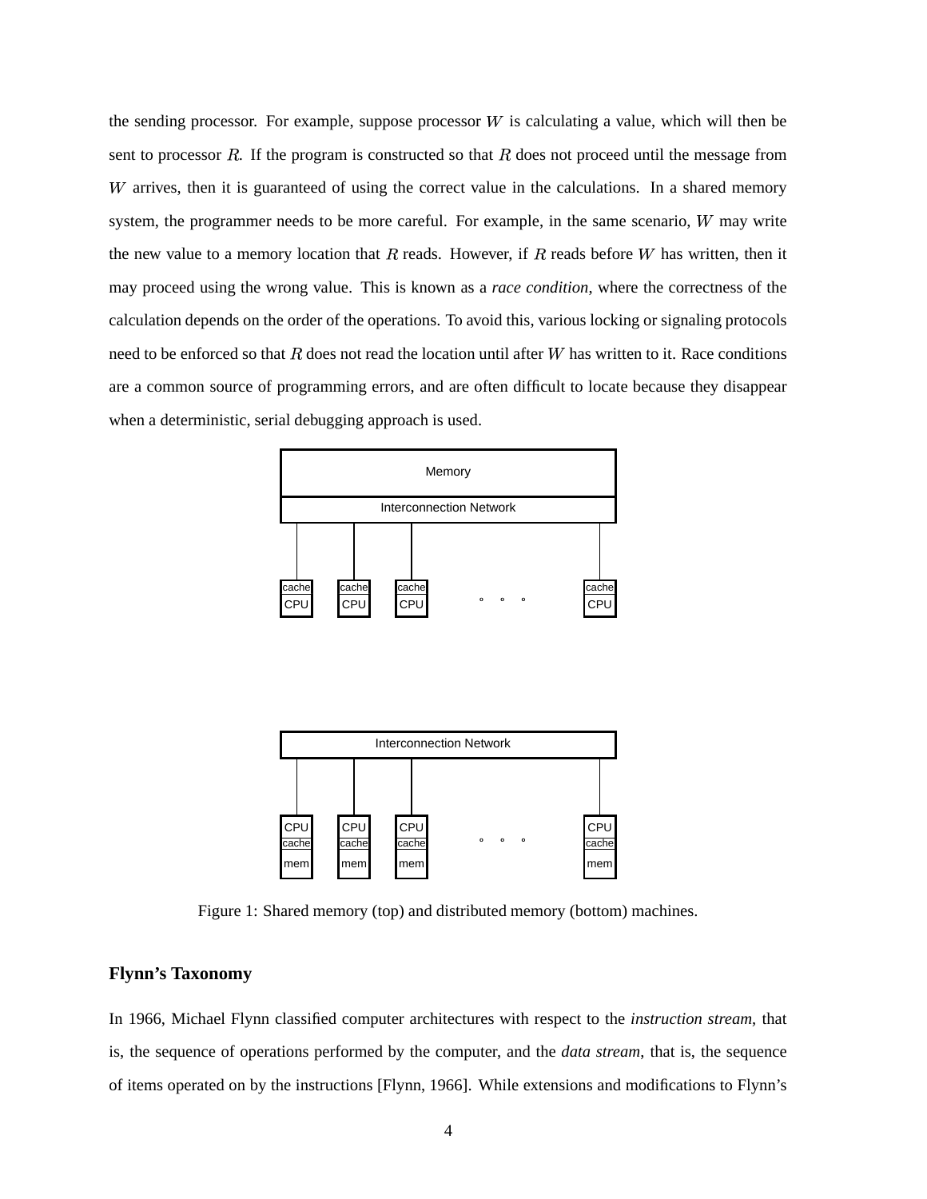the sending processor. For example, suppose processor $W$ is calculating a value, which will then be sent to processor $R$. If the program is constructed so that $R$ does not proceed until the message from $W$ arrives, then it is guaranteed of using the correct value in the calculations. In a shared memory system, the programmer needs to be more careful. For example, in the same scenario, $W$ may write the new value to a memory location that $R$ reads. However, if $R$ reads before $W$ has written, then it may proceed using the wrong value. This is known as a *race condition*, where the correctness of the calculation depends on the order of the operations. To avoid this, various locking or signaling protocols need to be enforced so that $R$ does not read the location until after $W$ has written to it. Race conditions are a common source of programming errors, and are often difficult to locate because they disappear when a deterministic, serial debugging approach is used.

Figure 1: Shared memory (top) and distributed memory (bottom) machines.

## Flynn's Taxonomy

In 1966, Michael Flynn classified computer architectures with respect to the *instruction stream*, that is, the sequence of operations performed by the computer, and the *data stream*, that is, the sequence of items operated on by the instructions [Flynn, 1966]. While extensions and modifications to Flynn's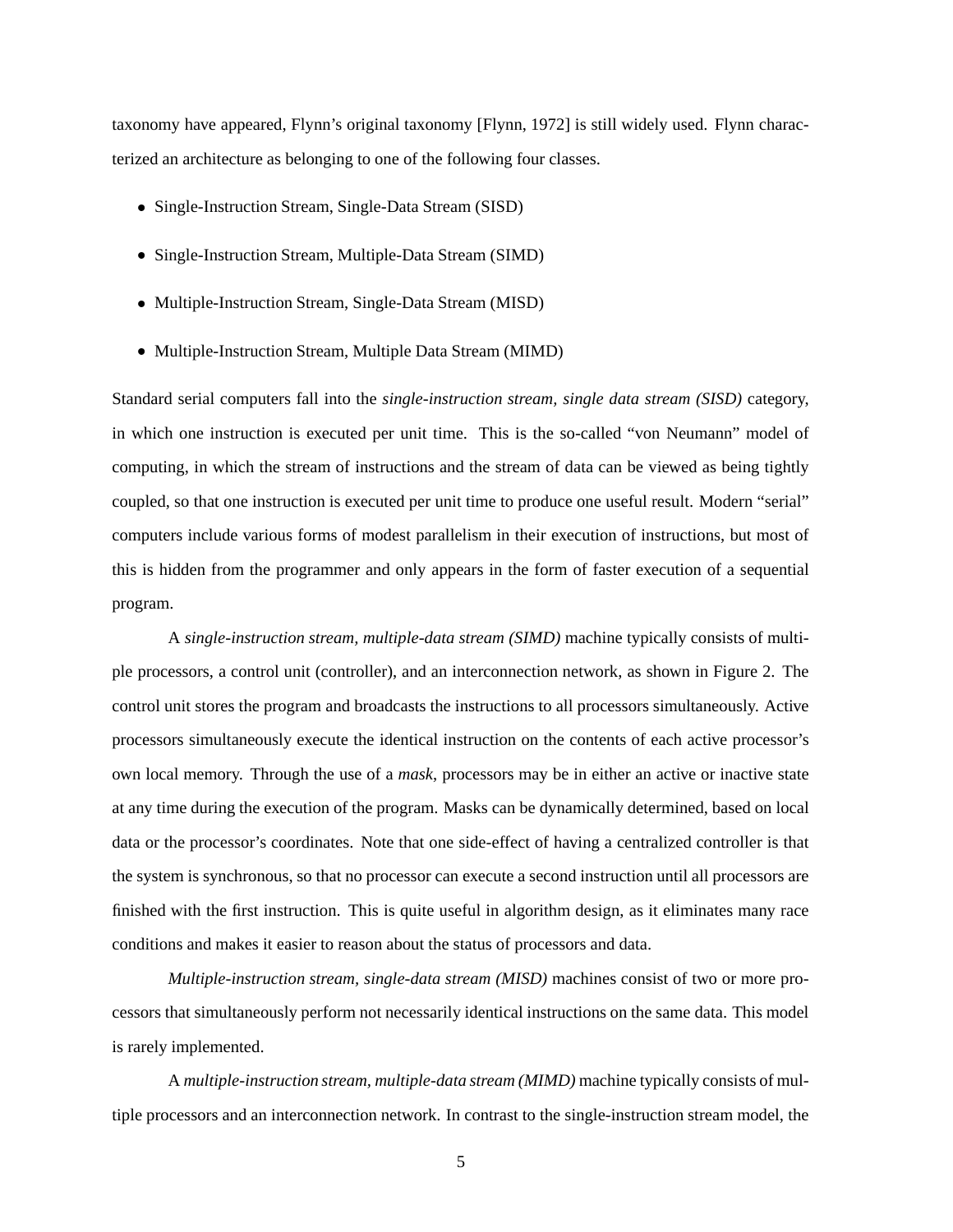taxonomy have appeared, Flynn's original taxonomy [Flynn, 1972] is still widely used. Flynn characterized an architecture as belonging to one of the following four classes.

- Single-Instruction Stream, Single-Data Stream (SISD)
- Single-Instruction Stream, Multiple-Data Stream (SIMD)
- Multiple-Instruction Stream, Single-Data Stream (MISD)
- Multiple-Instruction Stream, Multiple Data Stream (MIMD)

Standard serial computers fall into the *single-instruction stream, single data stream (SISD)* category, in which one instruction is executed per unit time. This is the so-called "von Neumann" model of computing, in which the stream of instructions and the stream of data can be viewed as being tightly coupled, so that one instruction is executed per unit time to produce one useful result. Modern "serial" computers include various forms of modest parallelism in their execution of instructions, but most of this is hidden from the programmer and only appears in the form of faster execution of a sequential program.

A *single-instruction stream, multiple-data stream (SIMD)* machine typically consists of multiple processors, a control unit (controller), and an interconnection network, as shown in Figure 2. The control unit stores the program and broadcasts the instructions to all processors simultaneously. Active processors simultaneously execute the identical instruction on the contents of each active processor's own local memory. Through the use of a *mask*, processors may be in either an active or inactive state at any time during the execution of the program. Masks can be dynamically determined, based on local data or the processor's coordinates. Note that one side-effect of having a centralized controller is that the system is synchronous, so that no processor can execute a second instruction until all processors are finished with the first instruction. This is quite useful in algorithm design, as it eliminates many race conditions and makes it easier to reason about the status of processors and data.

*Multiple-instruction stream, single-data stream (MISD)* machines consist of two or more processors that simultaneously perform not necessarily identical instructions on the same data. This model is rarely implemented.

A *multiple-instruction stream, multiple-data stream (MIMD)* machine typically consists of multiple processors and an interconnection network. In contrast to the single-instruction stream model, the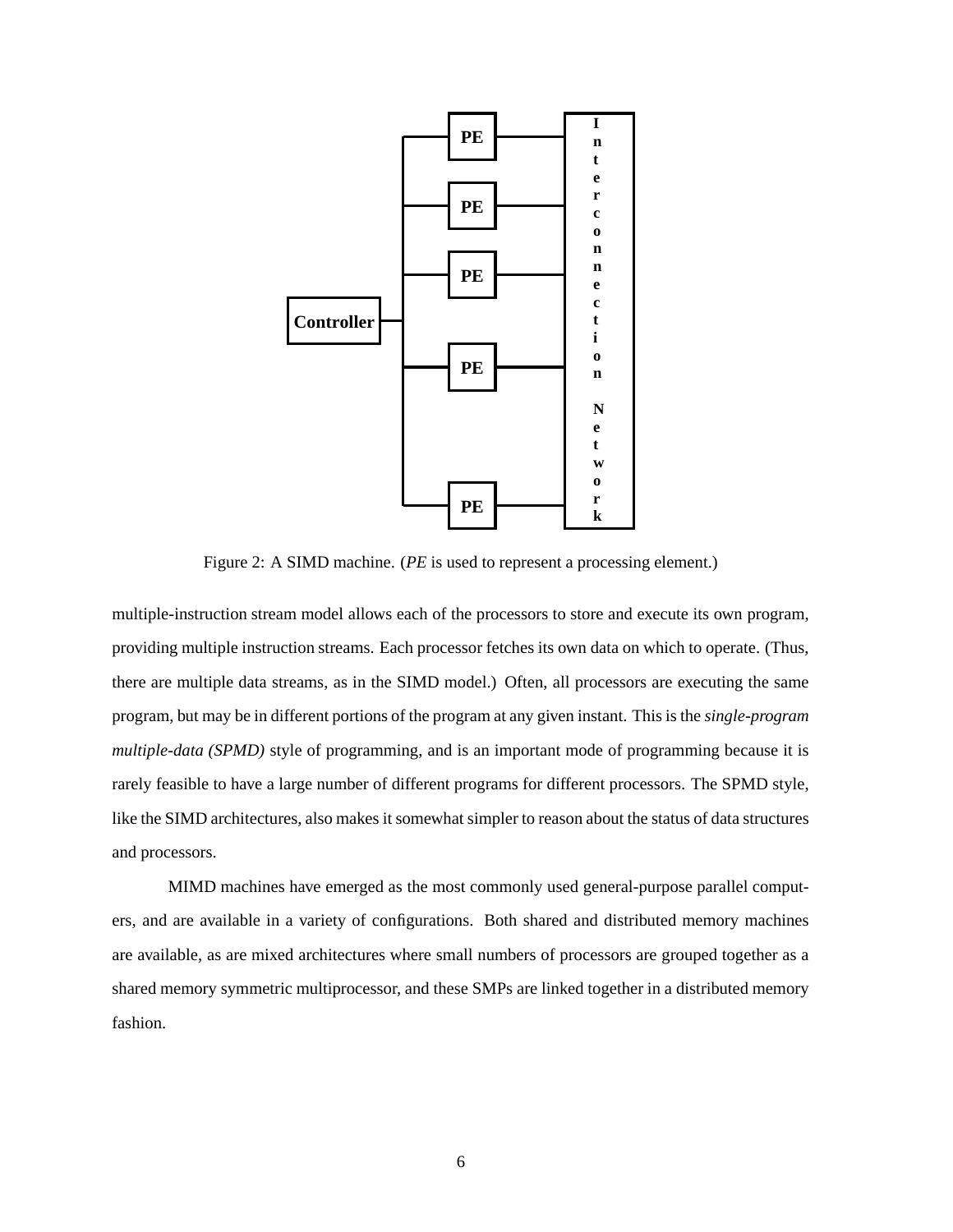Figure 2: A SIMD machine. (*PE* is used to represent a processing element.)

multiple-instruction stream model allows each of the processors to store and execute its own program, providing multiple instruction streams. Each processor fetches its own data on which to operate. (Thus, there are multiple data streams, as in the SIMD model.) Often, all processors are executing the same program, but may be in different portions of the program at any given instant. This is the *single-program multiple-data (SPMD)* style of programming, and is an important mode of programming because it is rarely feasible to have a large number of different programs for different processors. The SPMD style, like the SIMD architectures, also makes it somewhat simpler to reason about the status of data structures and processors.

MIMD machines have emerged as the most commonly used general-purpose parallel computers, and are available in a variety of configurations. Both shared and distributed memory machines are available, as are mixed architectures where small numbers of processors are grouped together as a shared memory symmetric multiprocessor, and these SMPs are linked together in a distributed memory fashion.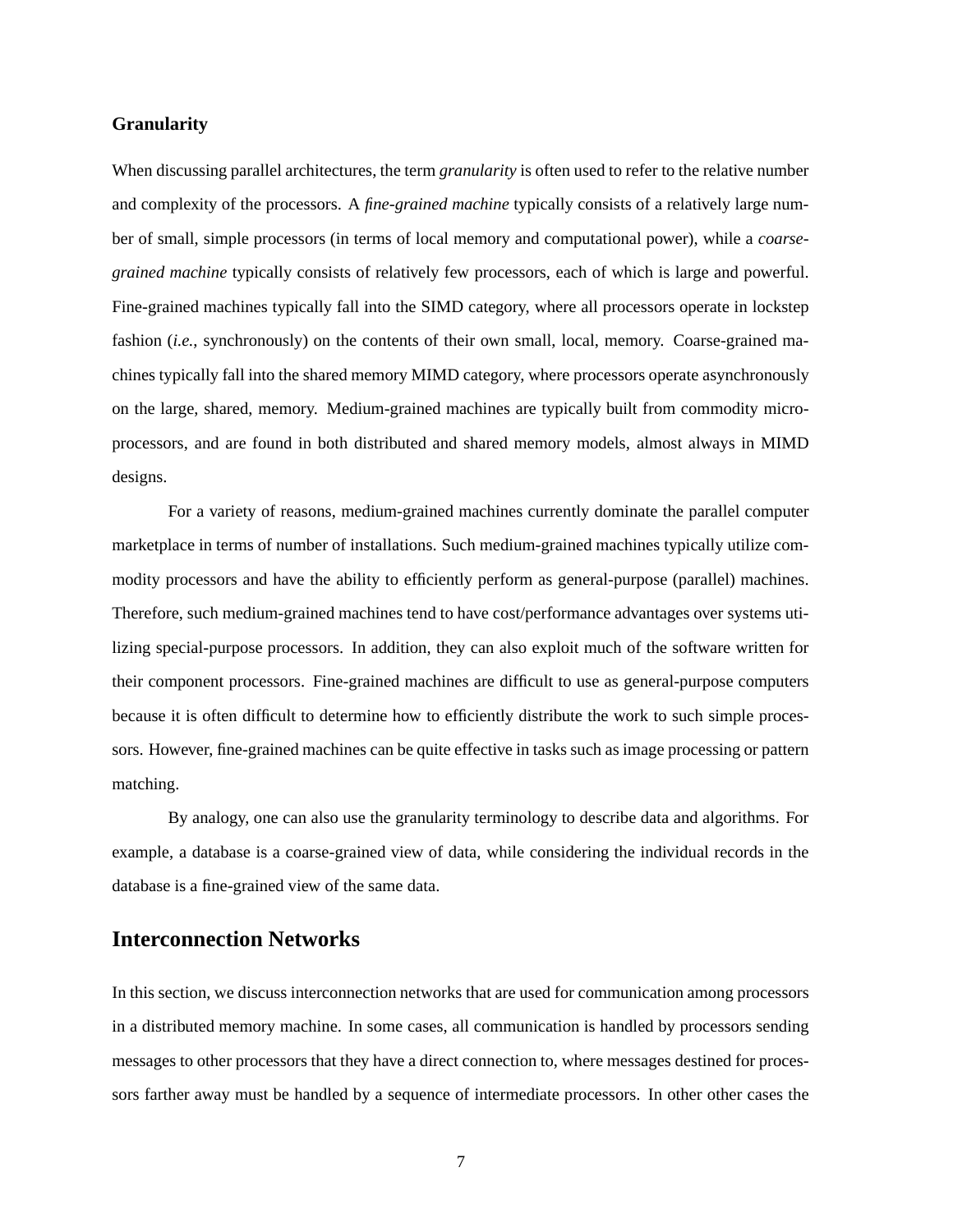### Granularity

When discussing parallel architectures, the term *granularity* is often used to refer to the relative number and complexity of the processors. A *fine-grained machine* typically consists of a relatively large number of small, simple processors (in terms of local memory and computational power), while a *coarse-grained machine* typically consists of relatively few processors, each of which is large and powerful. Fine-grained machines typically fall into the SIMD category, where all processors operate in lockstep fashion (*i.e.*, synchronously) on the contents of their own small, local, memory. Coarse-grained machines typically fall into the shared memory MIMD category, where processors operate asynchronously on the large, shared, memory. Medium-grained machines are typically built from commodity microprocessors, and are found in both distributed and shared memory models, almost always in MIMD designs.

For a variety of reasons, medium-grained machines currently dominate the parallel computer marketplace in terms of number of installations. Such medium-grained machines typically utilize commodity processors and have the ability to efficiently perform as general-purpose (parallel) machines. Therefore, such medium-grained machines tend to have cost/performance advantages over systems utilizing special-purpose processors. In addition, they can also exploit much of the software written for their component processors. Fine-grained machines are difficult to use as general-purpose computers because it is often difficult to determine how to efficiently distribute the work to such simple processors. However, fine-grained machines can be quite effective in tasks such as image processing or pattern matching.

By analogy, one can also use the granularity terminology to describe data and algorithms. For example, a database is a coarse-grained view of data, while considering the individual records in the database is a fine-grained view of the same data.

## Interconnection Networks

In this section, we discuss interconnection networks that are used for communication among processors in a distributed memory machine. In some cases, all communication is handled by processors sending messages to other processors that they have a direct connection to, where messages destined for processors farther away must be handled by a sequence of intermediate processors. In other other cases the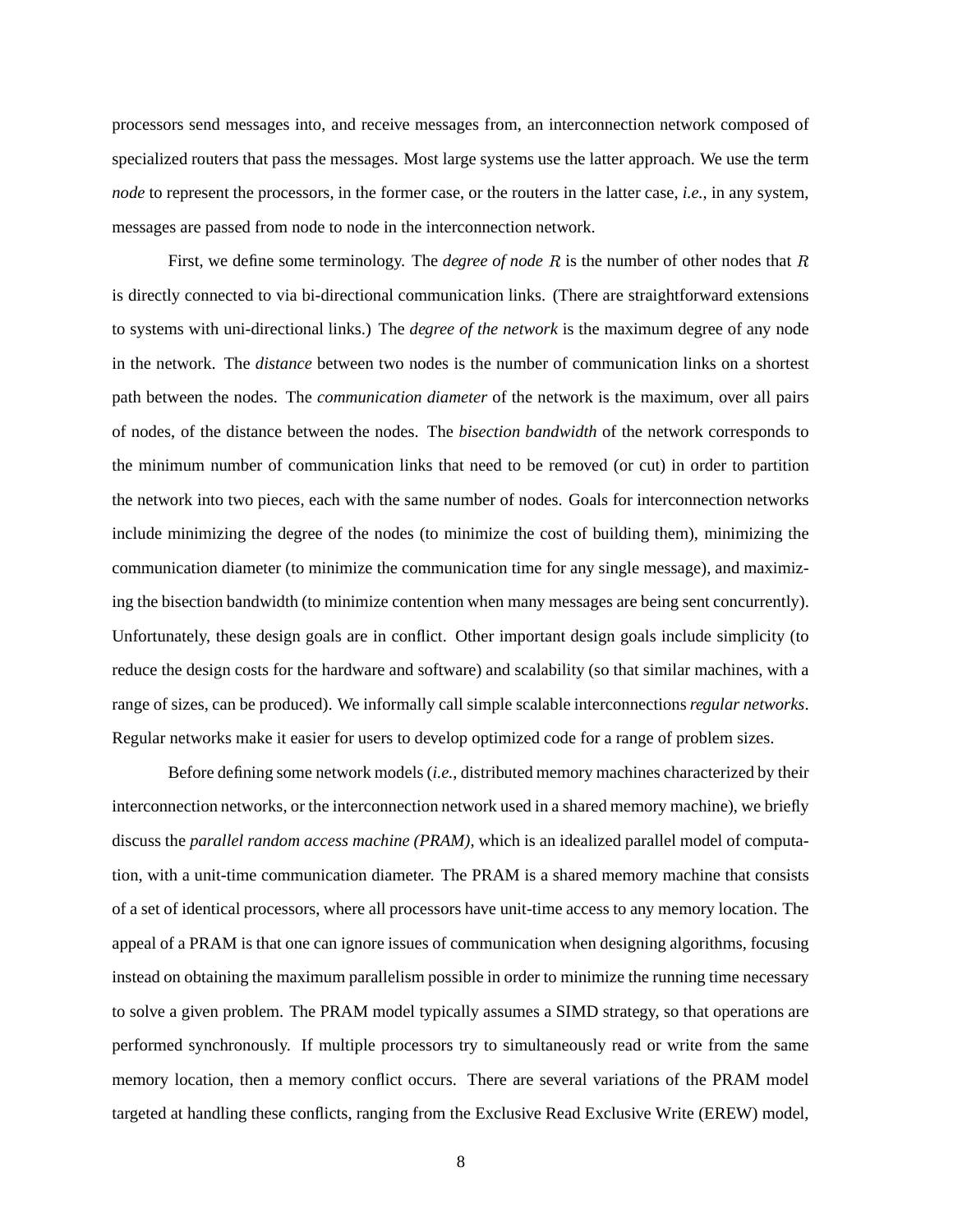processors send messages into, and receive messages from, an interconnection network composed of specialized routers that pass the messages. Most large systems use the latter approach. We use the term *node* to represent the processors, in the former case, or the routers in the latter case, *i.e.*, in any system, messages are passed from node to node in the interconnection network.

First, we define some terminology. The *degree of node* $R$ is the number of other nodes that $R$ is directly connected to via bi-directional communication links. (There are straightforward extensions to systems with uni-directional links.) The *degree of the network* is the maximum degree of any node in the network. The *distance* between two nodes is the number of communication links on a shortest path between the nodes. The *communication diameter* of the network is the maximum, over all pairs of nodes, of the distance between the nodes. The *bisection bandwidth* of the network corresponds to the minimum number of communication links that need to be removed (or cut) in order to partition the network into two pieces, each with the same number of nodes. Goals for interconnection networks include minimizing the degree of the nodes (to minimize the cost of building them), minimizing the communication diameter (to minimize the communication time for any single message), and maximizing the bisection bandwidth (to minimize contention when many messages are being sent concurrently). Unfortunately, these design goals are in conflict. Other important design goals include simplicity (to reduce the design costs for the hardware and software) and scalability (so that similar machines, with a range of sizes, can be produced). We informally call simple scalable interconnections *regular networks*. Regular networks make it easier for users to develop optimized code for a range of problem sizes.

Before defining some network models (*i.e.*, distributed memory machines characterized by their interconnection networks, or the interconnection network used in a shared memory machine), we briefly discuss the *parallel random access machine (PRAM)*, which is an idealized parallel model of computation, with a unit-time communication diameter. The PRAM is a shared memory machine that consists of a set of identical processors, where all processors have unit-time access to any memory location. The appeal of a PRAM is that one can ignore issues of communication when designing algorithms, focusing instead on obtaining the maximum parallelism possible in order to minimize the running time necessary to solve a given problem. The PRAM model typically assumes a SIMD strategy, so that operations are performed synchronously. If multiple processors try to simultaneously read or write from the same memory location, then a memory conflict occurs. There are several variations of the PRAM model targeted at handling these conflicts, ranging from the Exclusive Read Exclusive Write (EREW) model,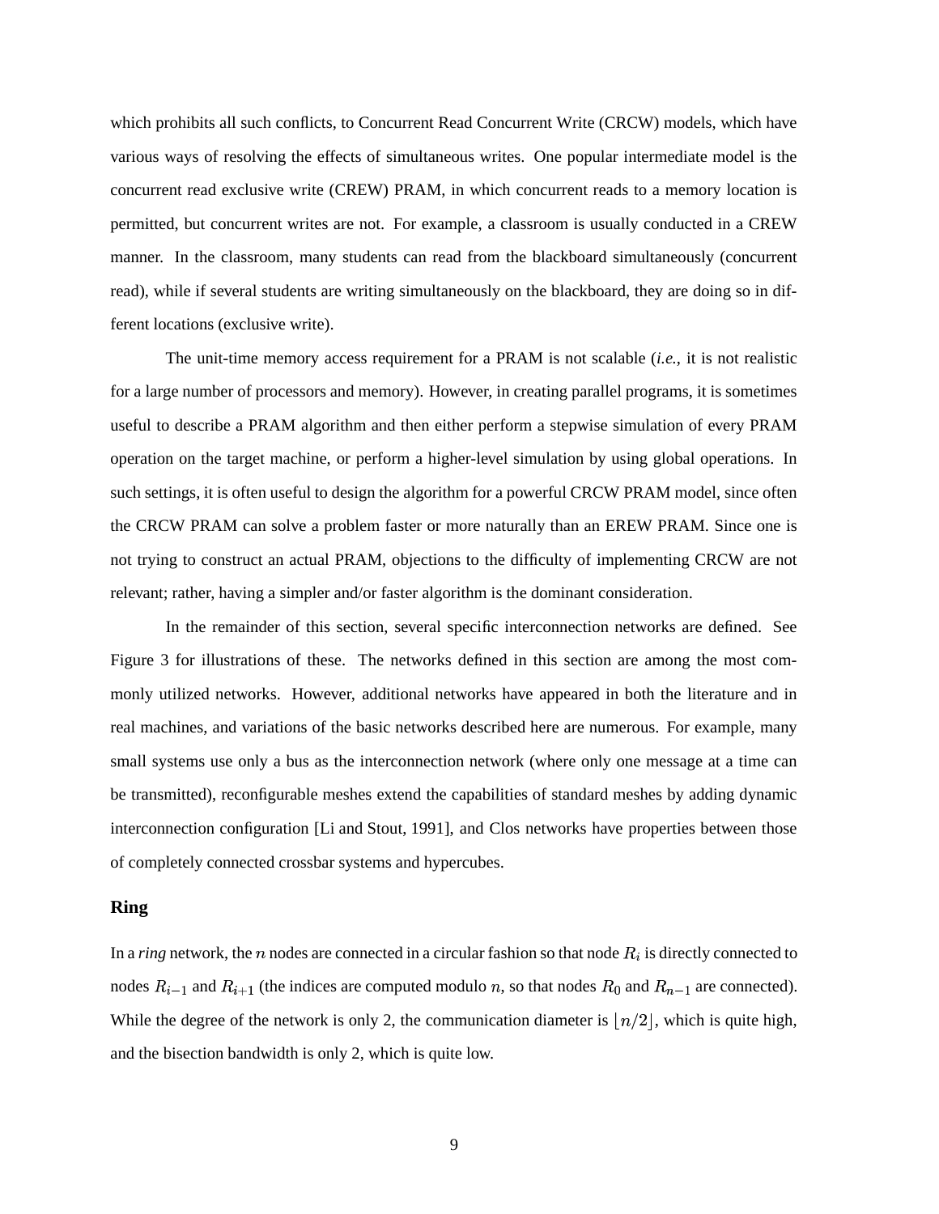which prohibits all such conflicts, to Concurrent Read Concurrent Write (CRCW) models, which have various ways of resolving the effects of simultaneous writes. One popular intermediate model is the concurrent read exclusive write (CREW) PRAM, in which concurrent reads to a memory location is permitted, but concurrent writes are not. For example, a classroom is usually conducted in a CREW manner. In the classroom, many students can read from the blackboard simultaneously (concurrent read), while if several students are writing simultaneously on the blackboard, they are doing so in different locations (exclusive write).

The unit-time memory access requirement for a PRAM is not scalable (*i.e.*, it is not realistic for a large number of processors and memory). However, in creating parallel programs, it is sometimes useful to describe a PRAM algorithm and then either perform a stepwise simulation of every PRAM operation on the target machine, or perform a higher-level simulation by using global operations. In such settings, it is often useful to design the algorithm for a powerful CRCW PRAM model, since often the CRCW PRAM can solve a problem faster or more naturally than an EREW PRAM. Since one is not trying to construct an actual PRAM, objections to the difficulty of implementing CRCW are not relevant; rather, having a simpler and/or faster algorithm is the dominant consideration.

In the remainder of this section, several specific interconnection networks are defined. See Figure 3 for illustrations of these. The networks defined in this section are among the most commonly utilized networks. However, additional networks have appeared in both the literature and in real machines, and variations of the basic networks described here are numerous. For example, many small systems use only a bus as the interconnection network (where only one message at a time can be transmitted), reconfigurable meshes extend the capabilities of standard meshes by adding dynamic interconnection configuration [Li and Stout, 1991], and Clos networks have properties between those of completely connected crossbar systems and hypercubes.

### Ring

In a *ring* network, the $n$ nodes are connected in a circular fashion so that node $R_i$ is directly connected to nodes $R_{i-1}$ and $R_{i+1}$ (the indices are computed modulo $n$, so that nodes $R_0$ and $R_{n-1}$ are connected). While the degree of the network is only 2, the communication diameter is $\lfloor n/2 \rfloor$, which is quite high, and the bisection bandwidth is only 2, which is quite low.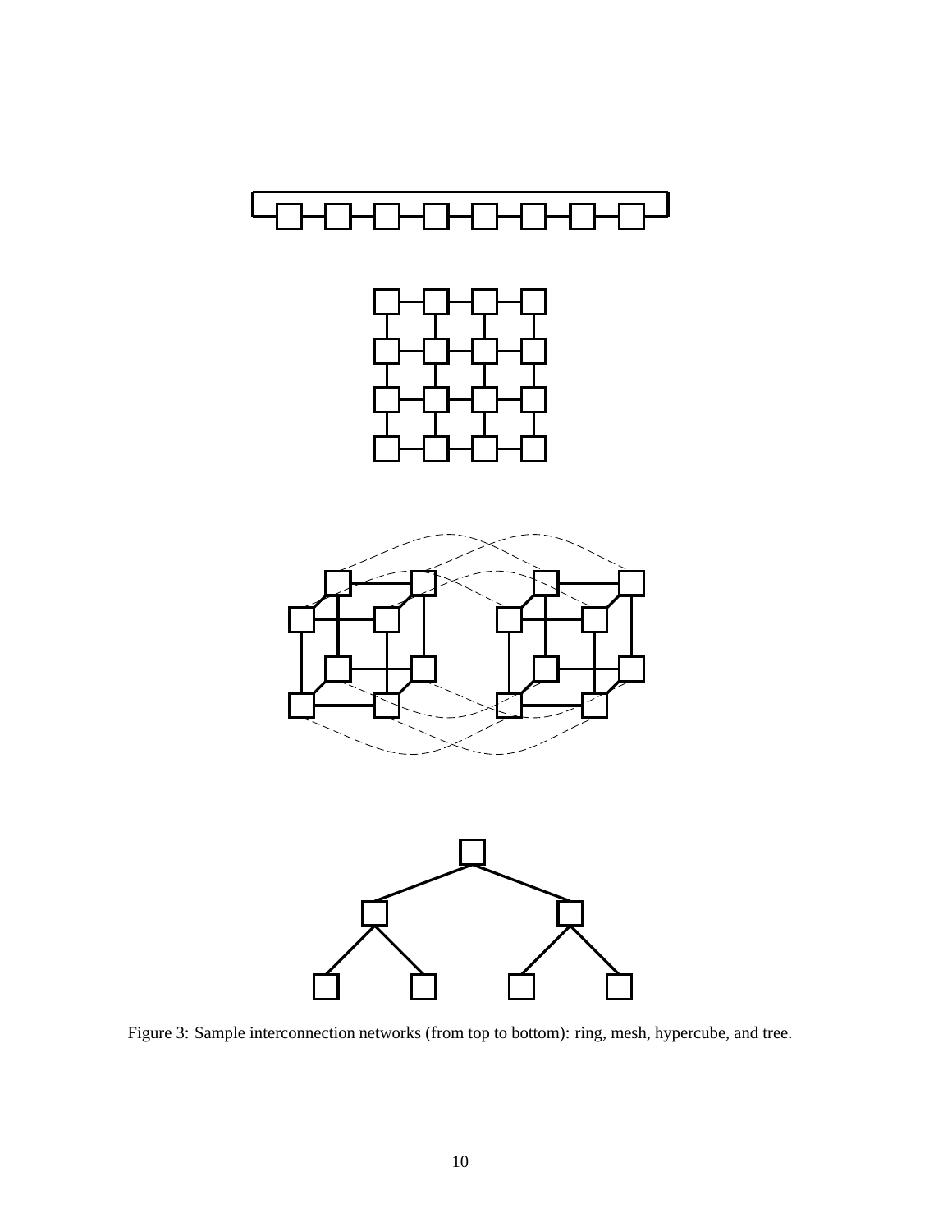Figure 3: Sample interconnection networks (from top to bottom): ring, mesh, hypercube, and tree.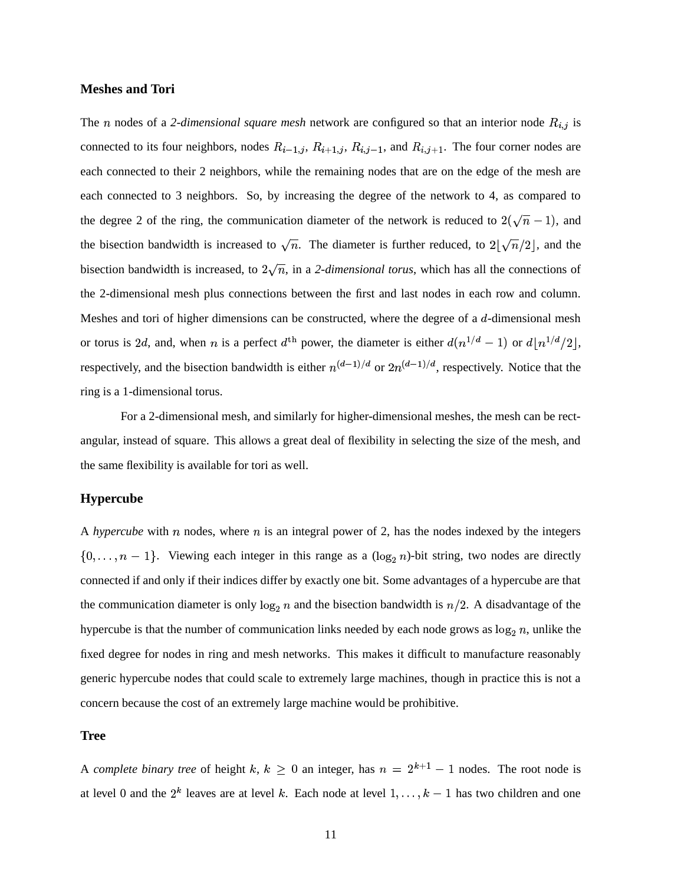### Meshes and Tori

The $n$ nodes of a *2-dimensional square mesh* network are configured so that an interior node $R_{i,j}$ is connected to its four neighbors, nodes $R_{i-1,j}$, $R_{i+1,j}$, $R_{i,j-1}$, and $R_{i,j+1}$. The four corner nodes are each connected to their 2 neighbors, while the remaining nodes that are on the edge of the mesh are each connected to 3 neighbors. So, by increasing the degree of the network to 4, as compared to the degree 2 of the ring, the communication diameter of the network is reduced to $2(\sqrt{n}-1)$, and the bisection bandwidth is increased to $\sqrt{n}$. The diameter is further reduced, to $2\lfloor\sqrt{n}/2\rfloor$, and the bisection bandwidth is increased, to $2\sqrt{n}$, in a *2-dimensional torus*, which has all the connections of the 2-dimensional mesh plus connections between the first and last nodes in each row and column. Meshes and tori of higher dimensions can be constructed, where the degree of a $d$-dimensional mesh or torus is $2d$, and, when $n$ is a perfect $d^{\text{th}}$ power, the diameter is either $d(n^{1/d}-1)$ or $d\lfloor n^{1/d}/2\rfloor$, respectively, and the bisection bandwidth is either $n^{(d-1)/d}$ or $2n^{(d-1)/d}$, respectively. Notice that the ring is a 1-dimensional torus.

For a 2-dimensional mesh, and similarly for higher-dimensional meshes, the mesh can be rectangular, instead of square. This allows a great deal of flexibility in selecting the size of the mesh, and the same flexibility is available for tori as well.

### Hypercube

A *hypercube* with $n$ nodes, where $n$ is an integral power of 2, has the nodes indexed by the integers $\{0,\ldots,n-1\}$. Viewing each integer in this range as a ($\log_2 n$)-bit string, two nodes are directly connected if and only if their indices differ by exactly one bit. Some advantages of a hypercube are that the communication diameter is only $\log_2 n$ and the bisection bandwidth is $n/2$. A disadvantage of the hypercube is that the number of communication links needed by each node grows as $\log_2 n$, unlike the fixed degree for nodes in ring and mesh networks. This makes it difficult to manufacture reasonably generic hypercube nodes that could scale to extremely large machines, though in practice this is not a concern because the cost of an extremely large machine would be prohibitive.

### Tree

A *complete binary tree* of height $k$, $k \geq 0$ an integer, has $n = 2^{k+1}-1$ nodes. The root node is at level 0 and the $2^k$ leaves are at level $k$. Each node at level $1,\ldots,k-1$ has two children and one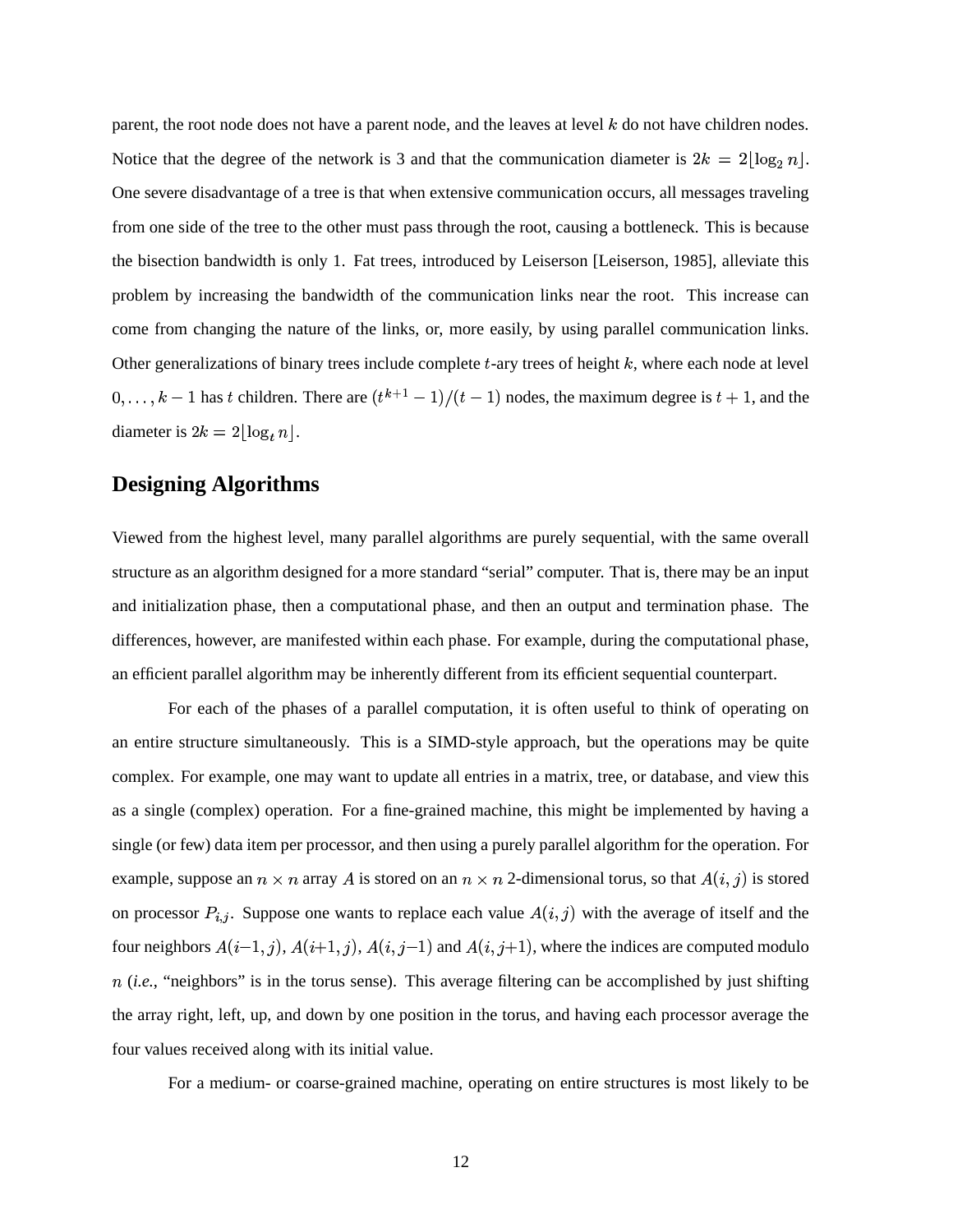parent, the root node does not have a parent node, and the leaves at level $k$ do not have children nodes. Notice that the degree of the network is 3 and that the communication diameter is $2k = 2\lfloor \log_2 n \rfloor$. One severe disadvantage of a tree is that when extensive communication occurs, all messages traveling from one side of the tree to the other must pass through the root, causing a bottleneck. This is because the bisection bandwidth is only 1. Fat trees, introduced by Leiserson [Leiserson, 1985], alleviate this problem by increasing the bandwidth of the communication links near the root. This increase can come from changing the nature of the links, or, more easily, by using parallel communication links. Other generalizations of binary trees include complete $t$-ary trees of height $k$, where each node at level $0, \ldots, k-1$ has $t$ children. There are $(t^{k+1}-1)/(t-1)$ nodes, the maximum degree is $t+1$, and the diameter is $2k = 2\lfloor \log_t n \rfloor$.

## Designing Algorithms

Viewed from the highest level, many parallel algorithms are purely sequential, with the same overall structure as an algorithm designed for a more standard "serial" computer. That is, there may be an input and initialization phase, then a computational phase, and then an output and termination phase. The differences, however, are manifested within each phase. For example, during the computational phase, an efficient parallel algorithm may be inherently different from its efficient sequential counterpart.

For each of the phases of a parallel computation, it is often useful to think of operating on an entire structure simultaneously. This is a SIMD-style approach, but the operations may be quite complex. For example, one may want to update all entries in a matrix, tree, or database, and view this as a single (complex) operation. For a fine-grained machine, this might be implemented by having a single (or few) data item per processor, and then using a purely parallel algorithm for the operation. For example, suppose an $n \times n$ array $A$ is stored on an $n \times n$ 2-dimensional torus, so that $A(i,j)$ is stored on processor $P_{i,j}$. Suppose one wants to replace each value $A(i,j)$ with the average of itself and the four neighbors $A(i-1,j)$, $A(i+1,j)$, $A(i,j-1)$ and $A(i,j+1)$, where the indices are computed modulo $n$ (*i.e.*, "neighbors" is in the torus sense). This average filtering can be accomplished by just shifting the array right, left, up, and down by one position in the torus, and having each processor average the four values received along with its initial value.

For a medium- or coarse-grained machine, operating on entire structures is most likely to be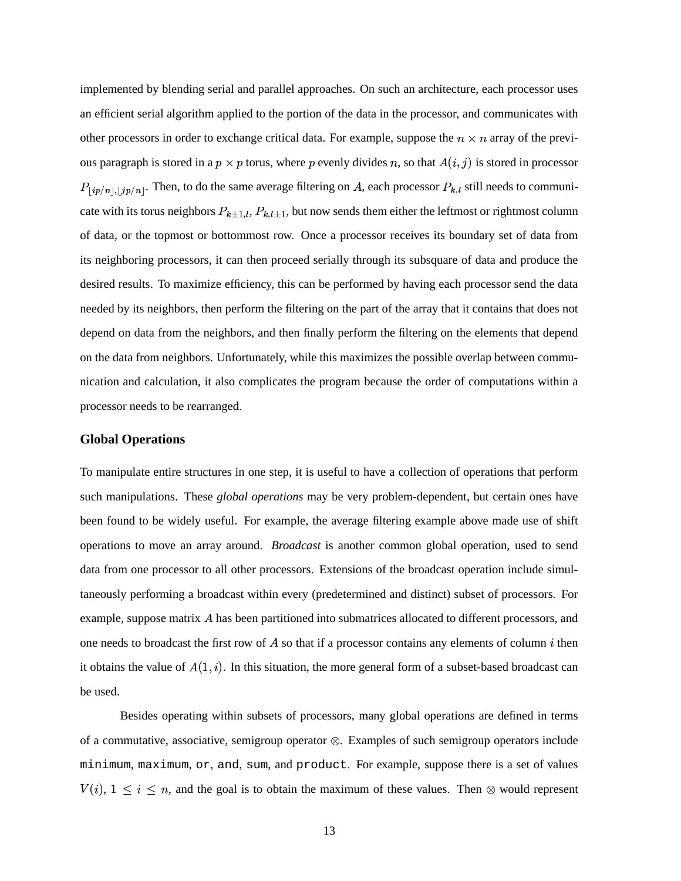implemented by blending serial and parallel approaches. On such an architecture, each processor uses an efficient serial algorithm applied to the portion of the data in the processor, and communicates with other processors in order to exchange critical data. For example, suppose the $n \times n$ array of the previous paragraph is stored in a $p \times p$ torus, where $p$ evenly divides $n$, so that $A(i,j)$ is stored in processor $P_{\lfloor ip/n \rfloor, \lfloor jp/n \rfloor}$. Then, to do the same average filtering on $A$, each processor $P_{k,l}$ still needs to communicate with its torus neighbors $P_{k\pm1,l}$, $P_{k,l\pm1}$, but now sends them either the leftmost or rightmost column of data, or the topmost or bottommost row. Once a processor receives its boundary set of data from its neighboring processors, it can then proceed serially through its subsquare of data and produce the desired results. To maximize efficiency, this can be performed by having each processor send the data needed by its neighbors, then perform the filtering on the part of the array that it contains that does not depend on data from the neighbors, and then finally perform the filtering on the elements that depend on the data from neighbors. Unfortunately, while this maximizes the possible overlap between communication and calculation, it also complicates the program because the order of computations within a processor needs to be rearranged.

### Global Operations

To manipulate entire structures in one step, it is useful to have a collection of operations that perform such manipulations. These *global operations* may be very problem-dependent, but certain ones have been found to be widely useful. For example, the average filtering example above made use of shift operations to move an array around. *Broadcast* is another common global operation, used to send data from one processor to all other processors. Extensions of the broadcast operation include simultaneously performing a broadcast within every (predetermined and distinct) subset of processors. For example, suppose matrix $A$ has been partitioned into submatrices allocated to different processors, and one needs to broadcast the first row of $A$ so that if a processor contains any elements of column $i$ then it obtains the value of $A(1,i)$. In this situation, the more general form of a subset-based broadcast can be used.

Besides operating within subsets of processors, many global operations are defined in terms of a commutative, associative, semigroup operator $\otimes$. Examples of such semigroup operators include `minimum`, `maximum`, `or`, `and`, `sum`, and `product`. For example, suppose there is a set of values $V(i)$, $1 \leq i \leq n$, and the goal is to obtain the maximum of these values. Then $\otimes$ would represent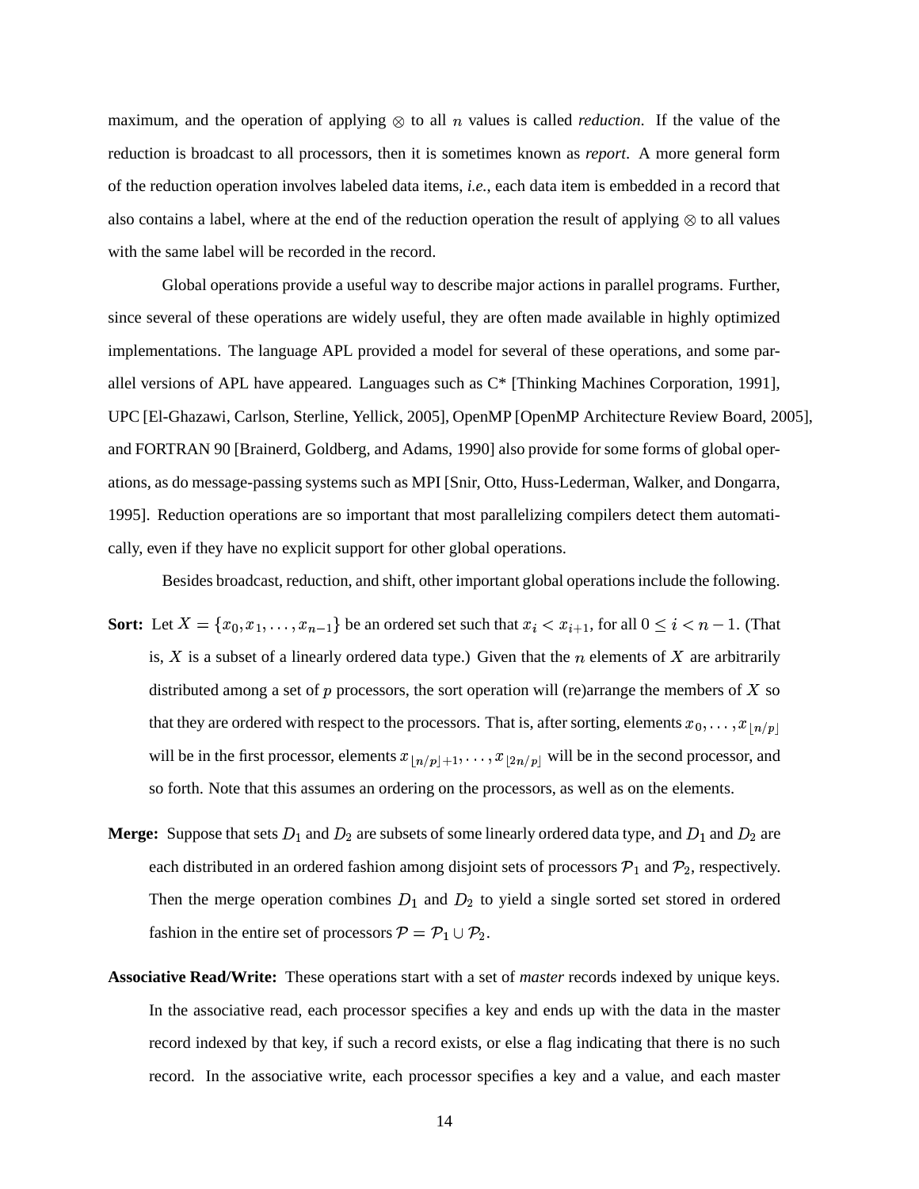maximum, and the operation of applying $\otimes$ to all $n$ values is called *reduction*. If the value of the reduction is broadcast to all processors, then it is sometimes known as *report*. A more general form of the reduction operation involves labeled data items, *i.e.*, each data item is embedded in a record that also contains a label, where at the end of the reduction operation the result of applying $\otimes$ to all values with the same label will be recorded in the record.

Global operations provide a useful way to describe major actions in parallel programs. Further, since several of these operations are widely useful, they are often made available in highly optimized implementations. The language APL provided a model for several of these operations, and some parallel versions of APL have appeared. Languages such as C* [Thinking Machines Corporation, 1991], UPC [El-Ghazawi, Carlson, Sterline, Yellick, 2005], OpenMP [OpenMP Architecture Review Board, 2005], and FORTRAN 90 [Brainerd, Goldberg, and Adams, 1990] also provide for some forms of global operations, as do message-passing systems such as MPI [Snir, Otto, Huss-Lederman, Walker, and Dongarra, 1995]. Reduction operations are so important that most parallelizing compilers detect them automatically, even if they have no explicit support for other global operations.

Besides broadcast, reduction, and shift, other important global operations include the following.

**Sort:** Let $X = \{x_0, x_1, \ldots, x_{n-1}\}$ be an ordered set such that $x_i < x_{i+1}$, for all $0 \leq i < n-1$. (That is, $X$ is a subset of a linearly ordered data type.) Given that the $n$ elements of $X$ are arbitrarily distributed among a set of $p$ processors, the sort operation will (re)arrange the members of $X$ so that they are ordered with respect to the processors. That is, after sorting, elements $x_0, \ldots, x_{\lfloor n/p \rfloor}$ will be in the first processor, elements $x_{\lfloor n/p \rfloor + 1}, \ldots, x_{\lfloor 2n/p \rfloor}$ will be in the second processor, and so forth. Note that this assumes an ordering on the processors, as well as on the elements.

**Merge:** Suppose that sets $D_1$ and $D_2$ are subsets of some linearly ordered data type, and $D_1$ and $D_2$ are each distributed in an ordered fashion among disjoint sets of processors $\mathcal{P}_1$ and $\mathcal{P}_2$, respectively. Then the merge operation combines $D_1$ and $D_2$ to yield a single sorted set stored in ordered fashion in the entire set of processors $\mathcal{P} = \mathcal{P}_1 \cup \mathcal{P}_2$.

**Associative Read/Write:** These operations start with a set of *master* records indexed by unique keys. In the associative read, each processor specifies a key and ends up with the data in the master record indexed by that key, if such a record exists, or else a flag indicating that there is no such record. In the associative write, each processor specifies a key and a value, and each master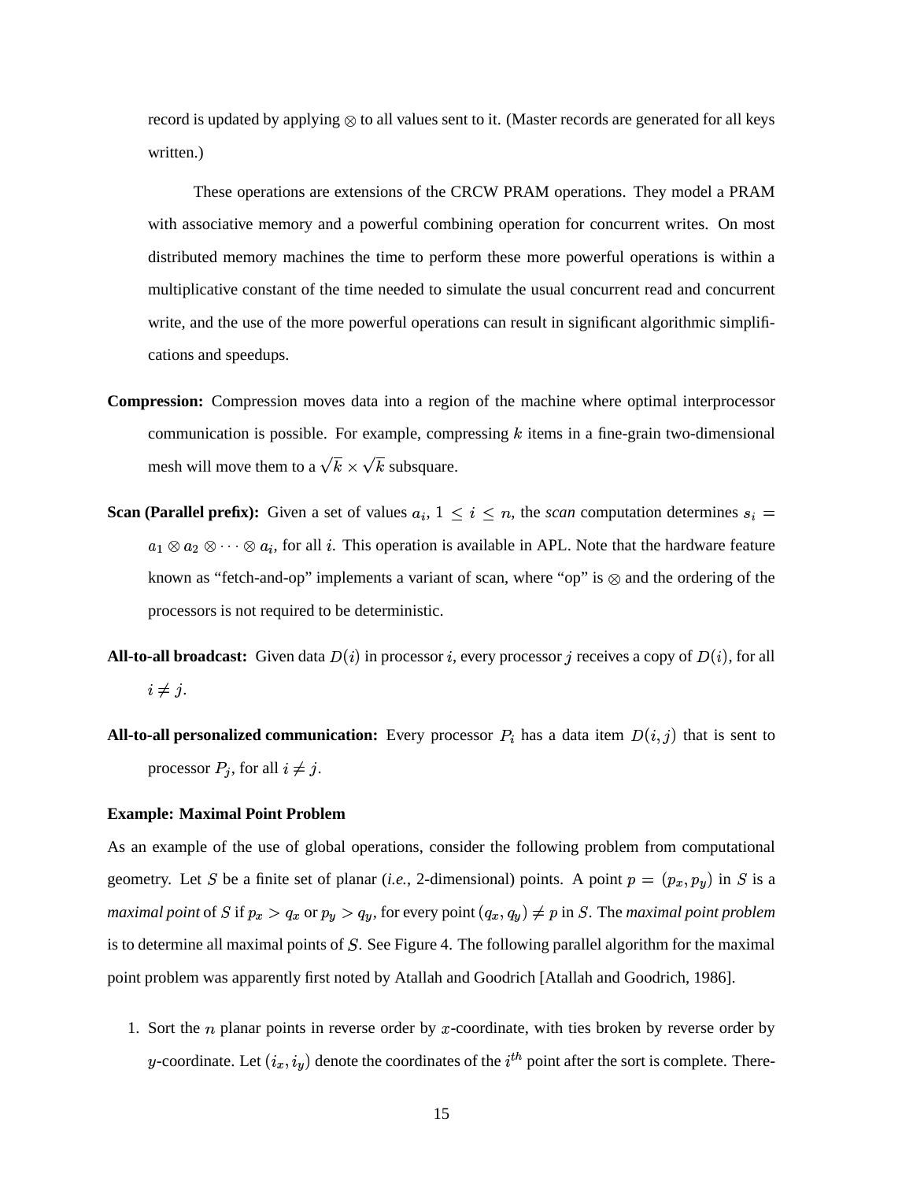record is updated by applying $\otimes$ to all values sent to it. (Master records are generated for all keys written.)

These operations are extensions of the CRCW PRAM operations. They model a PRAM with associative memory and a powerful combining operation for concurrent writes. On most distributed memory machines the time to perform these more powerful operations is within a multiplicative constant of the time needed to simulate the usual concurrent read and concurrent write, and the use of the more powerful operations can result in significant algorithmic simplifications and speedups.

**Compression:** Compression moves data into a region of the machine where optimal interprocessor communication is possible. For example, compressing $k$ items in a fine-grain two-dimensional mesh will move them to a $\sqrt{k} \times \sqrt{k}$ subsquare.

**Scan (Parallel prefix):** Given a set of values $a_i$, $1 \leq i \leq n$, the *scan* computation determines $s_i = a_1 \otimes a_2 \otimes \cdots \otimes a_i$, for all $i$. This operation is available in APL. Note that the hardware feature known as "fetch-and-op" implements a variant of scan, where "op" is $\otimes$ and the ordering of the processors is not required to be deterministic.

**All-to-all broadcast:** Given data $D(i)$ in processor $i$, every processor $j$ receives a copy of $D(i)$, for all $i \neq j$.

**All-to-all personalized communication:** Every processor $P_i$ has a data item $D(i, j)$ that is sent to processor $P_j$, for all $i \neq j$.

**Example: Maximal Point Problem**

As an example of the use of global operations, consider the following problem from computational geometry. Let $S$ be a finite set of planar (*i.e.*, 2-dimensional) points. A point $p = (p_x, p_y)$ in $S$ is a *maximal point* of $S$ if $p_x > q_x$ or $p_y > q_y$, for every point $(q_x, q_y) \neq p$ in $S$. The *maximal point problem* is to determine all maximal points of $S$. See Figure 4. The following parallel algorithm for the maximal point problem was apparently first noted by Atallah and Goodrich [Atallah and Goodrich, 1986].

1. Sort the $n$ planar points in reverse order by $x$-coordinate, with ties broken by reverse order by $y$-coordinate. Let $(i_x, i_y)$ denote the coordinates of the $i^{th}$ point after the sort is complete. There-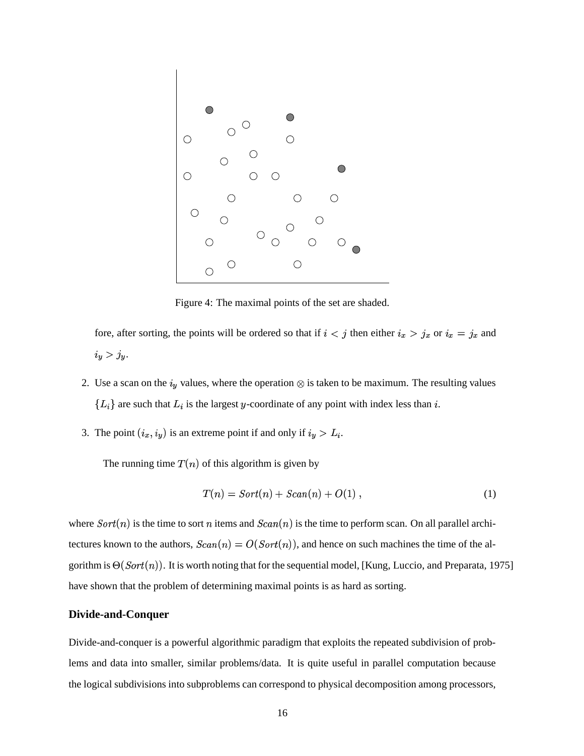Figure 4: The maximal points of the set are shaded.

fore, after sorting, the points will be ordered so that if $i < j$ then either $i_x > j_x$ or $i_x = j_x$ and $i_y > j_y$.

2. Use a scan on the $i_y$ values, where the operation $\otimes$ is taken to be maximum. The resulting values $\{L_i\}$ are such that $L_i$ is the largest $y$-coordinate of any point with index less than $i$.

3. The point $(i_x, i_y)$ is an extreme point if and only if $i_y > L_i$.

The running time $T(n)$ of this algorithm is given by

$$T(n) = Sort(n) + Scan(n) + O(1) , \tag{1}$$

where $Sort(n)$ is the time to sort $n$ items and $Scan(n)$ is the time to perform scan. On all parallel architectures known to the authors, $Scan(n) = O(Sort(n))$, and hence on such machines the time of the algorithm is $\Theta(Sort(n))$. It is worth noting that for the sequential model, [Kung, Luccio, and Preparata, 1975] have shown that the problem of determining maximal points is as hard as sorting.

### Divide-and-Conquer

Divide-and-conquer is a powerful algorithmic paradigm that exploits the repeated subdivision of problems and data into smaller, similar problems/data. It is quite useful in parallel computation because the logical subdivisions into subproblems can correspond to physical decomposition among processors,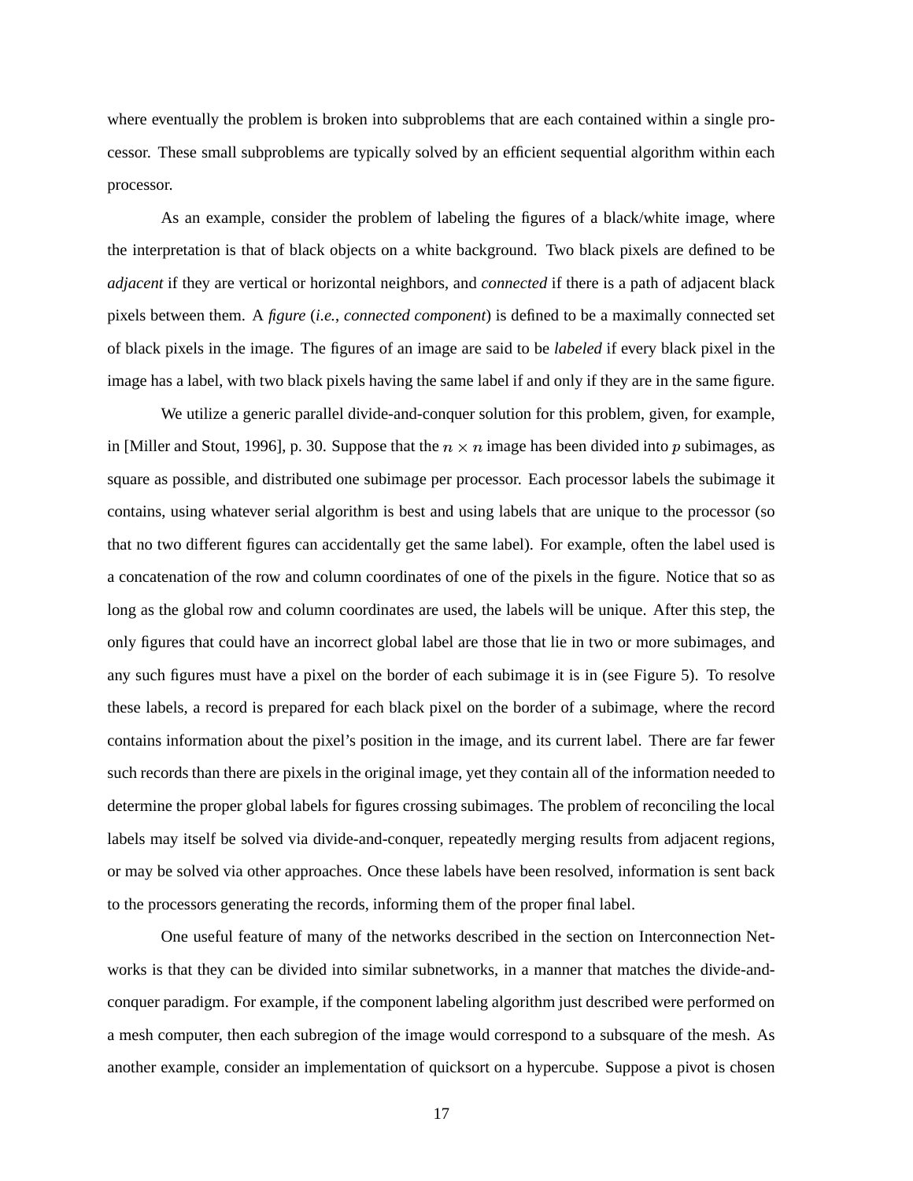where eventually the problem is broken into subproblems that are each contained within a single processor. These small subproblems are typically solved by an efficient sequential algorithm within each processor.

As an example, consider the problem of labeling the figures of a black/white image, where the interpretation is that of black objects on a white background. Two black pixels are defined to be *adjacent* if they are vertical or horizontal neighbors, and *connected* if there is a path of adjacent black pixels between them. A *figure* (*i.e.*, *connected component*) is defined to be a maximally connected set of black pixels in the image. The figures of an image are said to be *labeled* if every black pixel in the image has a label, with two black pixels having the same label if and only if they are in the same figure.

We utilize a generic parallel divide-and-conquer solution for this problem, given, for example, in [Miller and Stout, 1996], p. 30. Suppose that the $n \times n$ image has been divided into $p$ subimages, as square as possible, and distributed one subimage per processor. Each processor labels the subimage it contains, using whatever serial algorithm is best and using labels that are unique to the processor (so that no two different figures can accidentally get the same label). For example, often the label used is a concatenation of the row and column coordinates of one of the pixels in the figure. Notice that so as long as the global row and column coordinates are used, the labels will be unique. After this step, the only figures that could have an incorrect global label are those that lie in two or more subimages, and any such figures must have a pixel on the border of each subimage it is in (see Figure 5). To resolve these labels, a record is prepared for each black pixel on the border of a subimage, where the record contains information about the pixel's position in the image, and its current label. There are far fewer such records than there are pixels in the original image, yet they contain all of the information needed to determine the proper global labels for figures crossing subimages. The problem of reconciling the local labels may itself be solved via divide-and-conquer, repeatedly merging results from adjacent regions, or may be solved via other approaches. Once these labels have been resolved, information is sent back to the processors generating the records, informing them of the proper final label.

One useful feature of many of the networks described in the section on Interconnection Networks is that they can be divided into similar subnetworks, in a manner that matches the divide-and-conquer paradigm. For example, if the component labeling algorithm just described were performed on a mesh computer, then each subregion of the image would correspond to a subsquare of the mesh. As another example, consider an implementation of quicksort on a hypercube. Suppose a pivot is chosen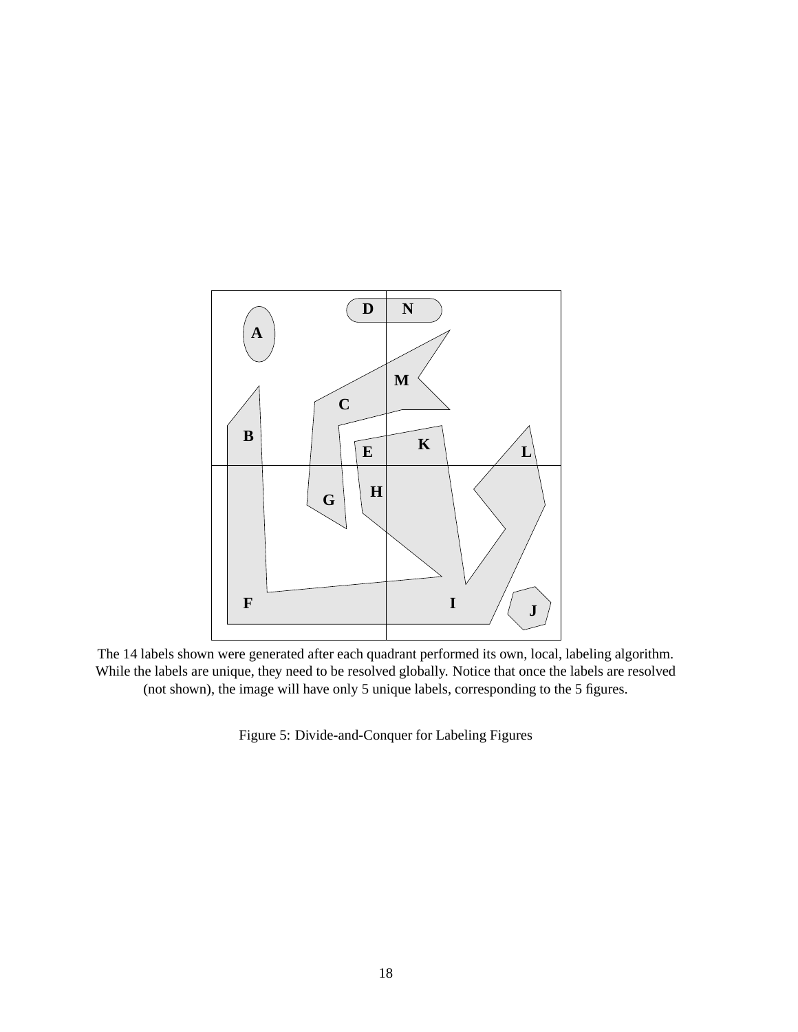The 14 labels shown were generated after each quadrant performed its own, local, labeling algorithm. While the labels are unique, they need to be resolved globally. Notice that once the labels are resolved (not shown), the image will have only 5 unique labels, corresponding to the 5 figures.

Figure 5: Divide-and-Conquer for Labeling Figures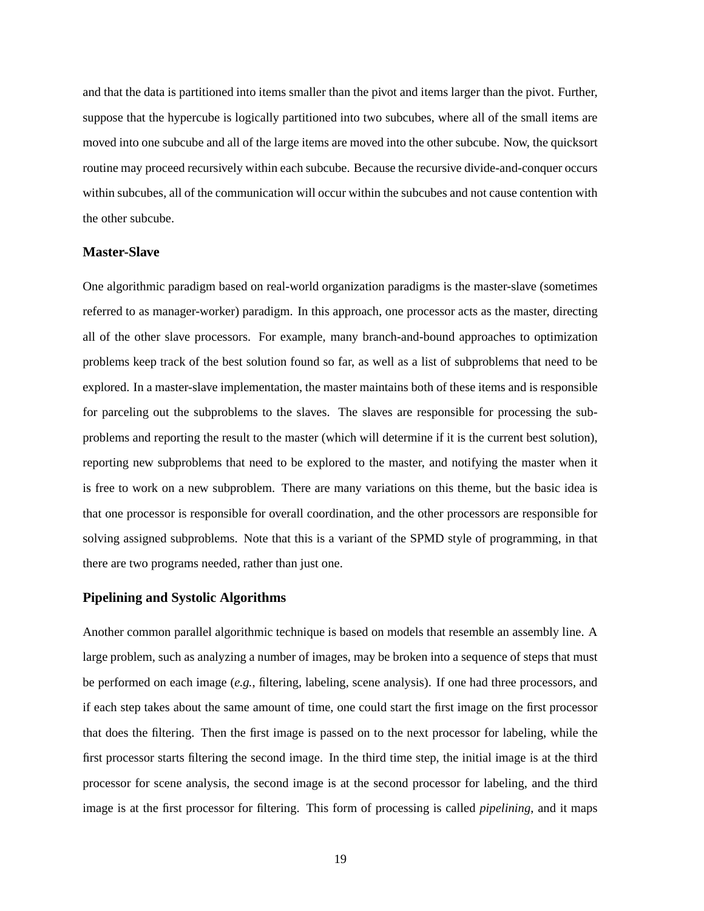and that the data is partitioned into items smaller than the pivot and items larger than the pivot. Further, suppose that the hypercube is logically partitioned into two subcubes, where all of the small items are moved into one subcube and all of the large items are moved into the other subcube. Now, the quicksort routine may proceed recursively within each subcube. Because the recursive divide-and-conquer occurs within subcubes, all of the communication will occur within the subcubes and not cause contention with the other subcube.

### Master-Slave

One algorithmic paradigm based on real-world organization paradigms is the master-slave (sometimes referred to as manager-worker) paradigm. In this approach, one processor acts as the master, directing all of the other slave processors. For example, many branch-and-bound approaches to optimization problems keep track of the best solution found so far, as well as a list of subproblems that need to be explored. In a master-slave implementation, the master maintains both of these items and is responsible for parceling out the subproblems to the slaves. The slaves are responsible for processing the subproblems and reporting the result to the master (which will determine if it is the current best solution), reporting new subproblems that need to be explored to the master, and notifying the master when it is free to work on a new subproblem. There are many variations on this theme, but the basic idea is that one processor is responsible for overall coordination, and the other processors are responsible for solving assigned subproblems. Note that this is a variant of the SPMD style of programming, in that there are two programs needed, rather than just one.

### Pipelining and Systolic Algorithms

Another common parallel algorithmic technique is based on models that resemble an assembly line. A large problem, such as analyzing a number of images, may be broken into a sequence of steps that must be performed on each image (*e.g.*, filtering, labeling, scene analysis). If one had three processors, and if each step takes about the same amount of time, one could start the first image on the first processor that does the filtering. Then the first image is passed on to the next processor for labeling, while the first processor starts filtering the second image. In the third time step, the initial image is at the third processor for scene analysis, the second image is at the second processor for labeling, and the third image is at the first processor for filtering. This form of processing is called *pipelining*, and it maps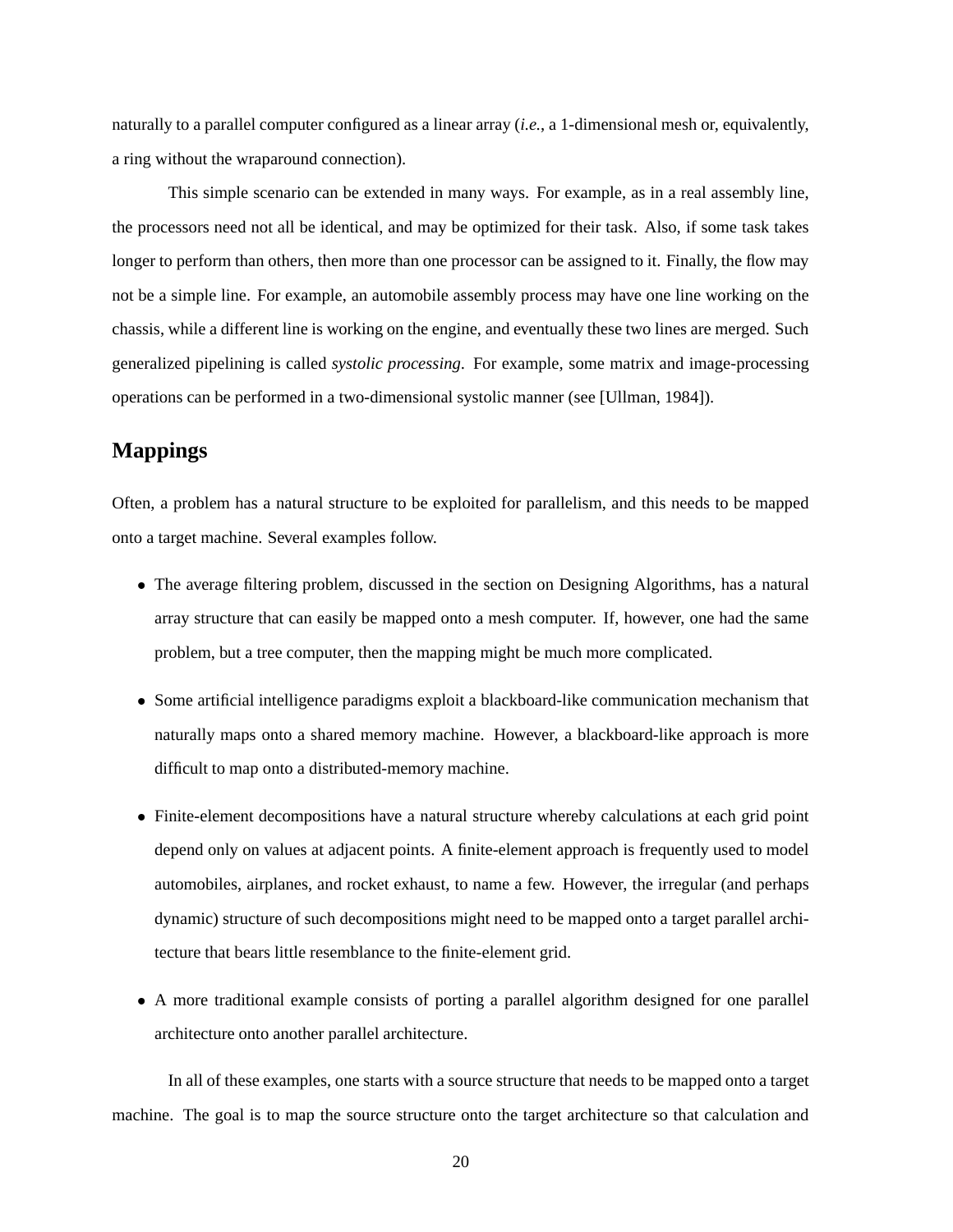naturally to a parallel computer configured as a linear array (*i.e.*, a 1-dimensional mesh or, equivalently, a ring without the wraparound connection).

This simple scenario can be extended in many ways. For example, as in a real assembly line, the processors need not all be identical, and may be optimized for their task. Also, if some task takes longer to perform than others, then more than one processor can be assigned to it. Finally, the flow may not be a simple line. For example, an automobile assembly process may have one line working on the chassis, while a different line is working on the engine, and eventually these two lines are merged. Such generalized pipelining is called *systolic processing*. For example, some matrix and image-processing operations can be performed in a two-dimensional systolic manner (see [Ullman, 1984]).

## Mappings

Often, a problem has a natural structure to be exploited for parallelism, and this needs to be mapped onto a target machine. Several examples follow.

- The average filtering problem, discussed in the section on Designing Algorithms, has a natural array structure that can easily be mapped onto a mesh computer. If, however, one had the same problem, but a tree computer, then the mapping might be much more complicated.
- Some artificial intelligence paradigms exploit a blackboard-like communication mechanism that naturally maps onto a shared memory machine. However, a blackboard-like approach is more difficult to map onto a distributed-memory machine.
- Finite-element decompositions have a natural structure whereby calculations at each grid point depend only on values at adjacent points. A finite-element approach is frequently used to model automobiles, airplanes, and rocket exhaust, to name a few. However, the irregular (and perhaps dynamic) structure of such decompositions might need to be mapped onto a target parallel architecture that bears little resemblance to the finite-element grid.
- A more traditional example consists of porting a parallel algorithm designed for one parallel architecture onto another parallel architecture.

In all of these examples, one starts with a source structure that needs to be mapped onto a target machine. The goal is to map the source structure onto the target architecture so that calculation and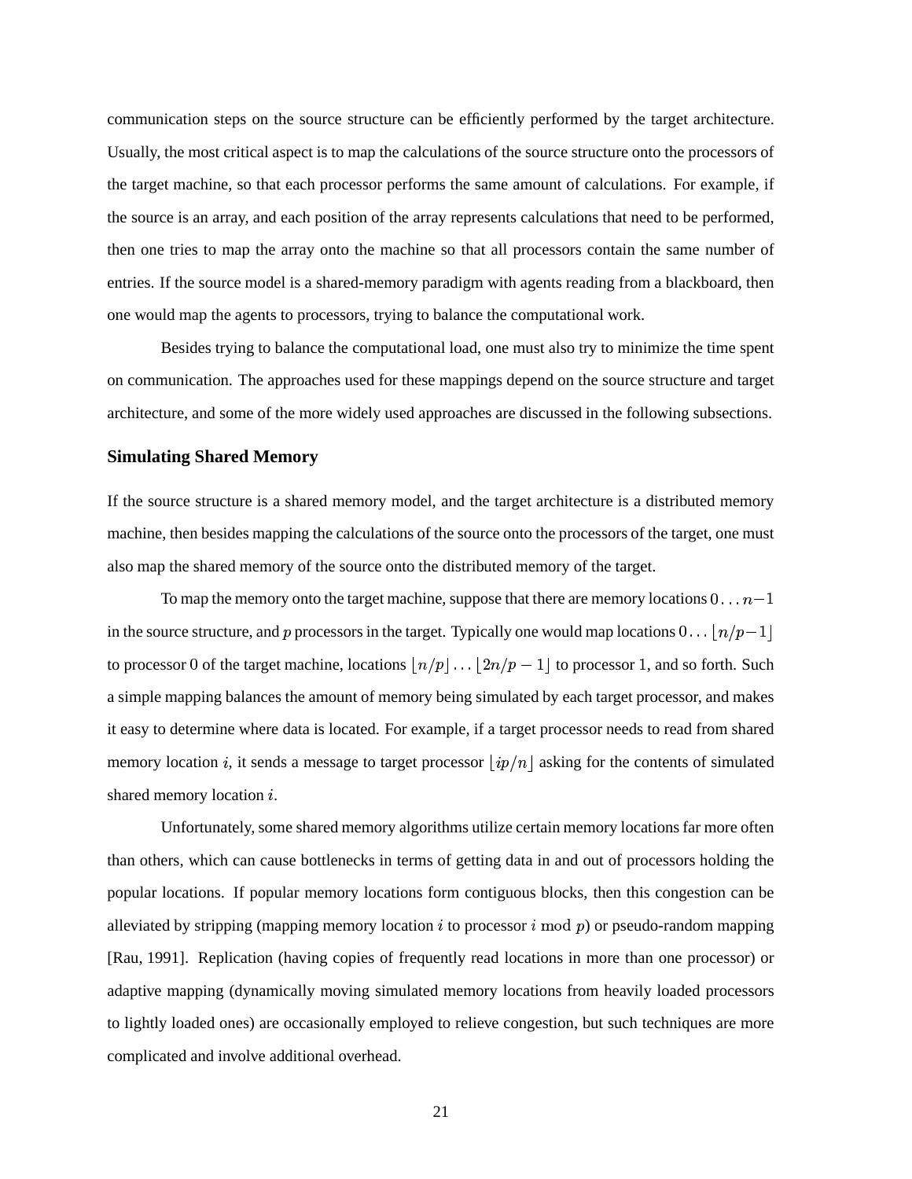communication steps on the source structure can be efficiently performed by the target architecture. Usually, the most critical aspect is to map the calculations of the source structure onto the processors of the target machine, so that each processor performs the same amount of calculations. For example, if the source is an array, and each position of the array represents calculations that need to be performed, then one tries to map the array onto the machine so that all processors contain the same number of entries. If the source model is a shared-memory paradigm with agents reading from a blackboard, then one would map the agents to processors, trying to balance the computational work.

Besides trying to balance the computational load, one must also try to minimize the time spent on communication. The approaches used for these mappings depend on the source structure and target architecture, and some of the more widely used approaches are discussed in the following subsections.

### Simulating Shared Memory

If the source structure is a shared memory model, and the target architecture is a distributed memory machine, then besides mapping the calculations of the source onto the processors of the target, one must also map the shared memory of the source onto the distributed memory of the target.

To map the memory onto the target machine, suppose that there are memory locations $0 \ldots n-1$ in the source structure, and $p$ processors in the target. Typically one would map locations $0 \ldots \lfloor n/p - 1 \rfloor$ to processor 0 of the target machine, locations $\lfloor n/p \rfloor \ldots \lfloor 2n/p - 1 \rfloor$ to processor 1, and so forth. Such a simple mapping balances the amount of memory being simulated by each target processor, and makes it easy to determine where data is located. For example, if a target processor needs to read from shared memory location $i$, it sends a message to target processor $\lfloor ip/n \rfloor$ asking for the contents of simulated shared memory location $i$.

Unfortunately, some shared memory algorithms utilize certain memory locations far more often than others, which can cause bottlenecks in terms of getting data in and out of processors holding the popular locations. If popular memory locations form contiguous blocks, then this congestion can be alleviated by stripping (mapping memory location $i$ to processor $i \bmod p$) or pseudo-random mapping [Rau, 1991]. Replication (having copies of frequently read locations in more than one processor) or adaptive mapping (dynamically moving simulated memory locations from heavily loaded processors to lightly loaded ones) are occasionally employed to relieve congestion, but such techniques are more complicated and involve additional overhead.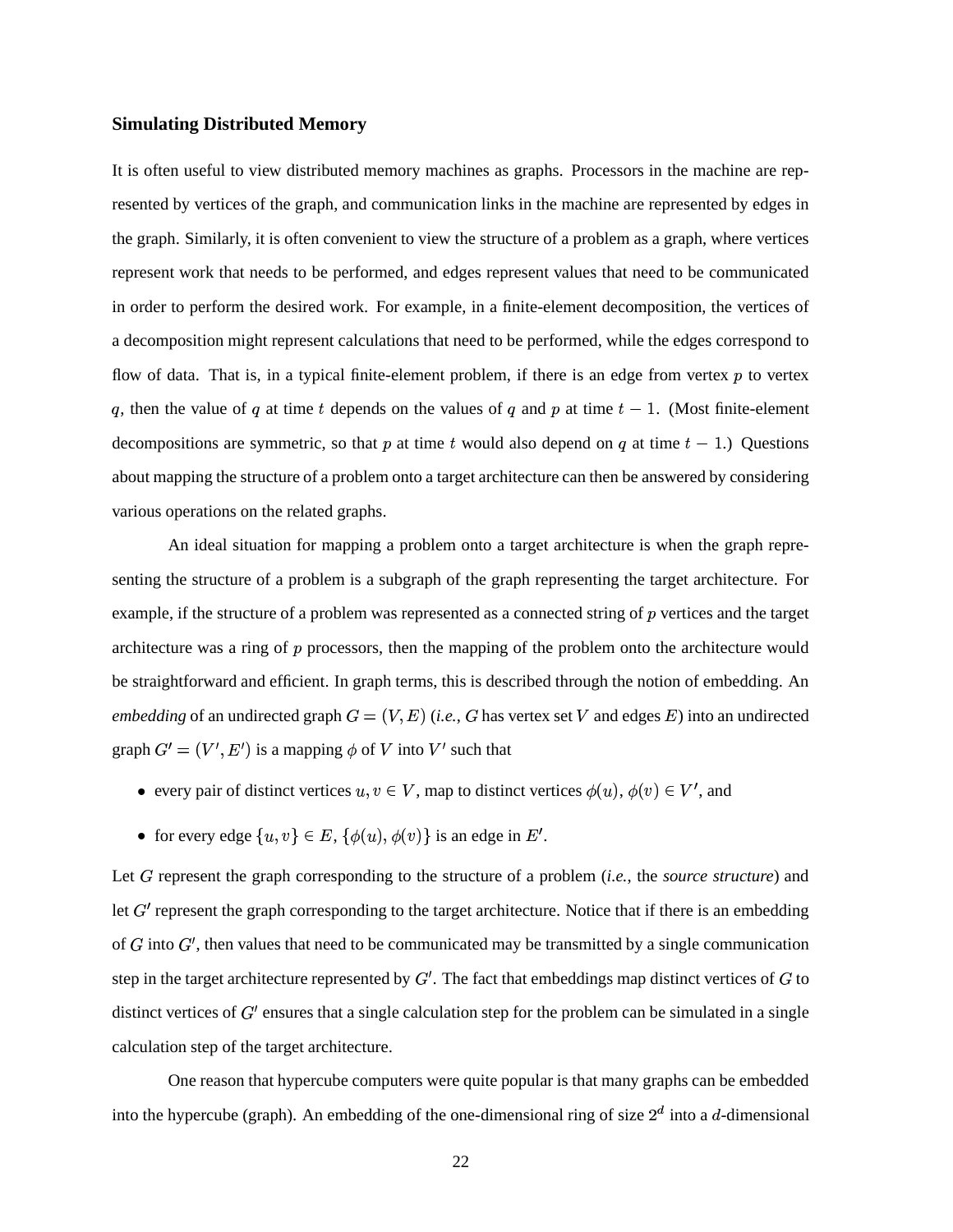### Simulating Distributed Memory

It is often useful to view distributed memory machines as graphs. Processors in the machine are represented by vertices of the graph, and communication links in the machine are represented by edges in the graph. Similarly, it is often convenient to view the structure of a problem as a graph, where vertices represent work that needs to be performed, and edges represent values that need to be communicated in order to perform the desired work. For example, in a finite-element decomposition, the vertices of a decomposition might represent calculations that need to be performed, while the edges correspond to flow of data. That is, in a typical finite-element problem, if there is an edge from vertex $p$ to vertex $q$, then the value of $q$ at time $t$ depends on the values of $q$ and $p$ at time $t-1$. (Most finite-element decompositions are symmetric, so that $p$ at time $t$ would also depend on $q$ at time $t-1$.) Questions about mapping the structure of a problem onto a target architecture can then be answered by considering various operations on the related graphs.

An ideal situation for mapping a problem onto a target architecture is when the graph representing the structure of a problem is a subgraph of the graph representing the target architecture. For example, if the structure of a problem was represented as a connected string of $p$ vertices and the target architecture was a ring of $p$ processors, then the mapping of the problem onto the architecture would be straightforward and efficient. In graph terms, this is described through the notion of embedding. An *embedding* of an undirected graph $G = (V, E)$ (*i.e.*, $G$ has vertex set $V$ and edges $E$) into an undirected graph $G' = (V', E')$ is a mapping $\phi$ of $V$ into $V'$ such that

- every pair of distinct vertices $u, v \in V$, map to distinct vertices $\phi(u)$, $\phi(v) \in V'$, and
- for every edge $\{u, v\} \in E$, $\{\phi(u), \phi(v)\}$ is an edge in $E'$.

Let $G$ represent the graph corresponding to the structure of a problem (*i.e.*, the *source structure*) and let $G'$ represent the graph corresponding to the target architecture. Notice that if there is an embedding of $G$ into $G'$, then values that need to be communicated may be transmitted by a single communication step in the target architecture represented by $G'$. The fact that embeddings map distinct vertices of $G$ to distinct vertices of $G'$ ensures that a single calculation step for the problem can be simulated in a single calculation step of the target architecture.

One reason that hypercube computers were quite popular is that many graphs can be embedded into the hypercube (graph). An embedding of the one-dimensional ring of size $2^d$ into a $d$-dimensional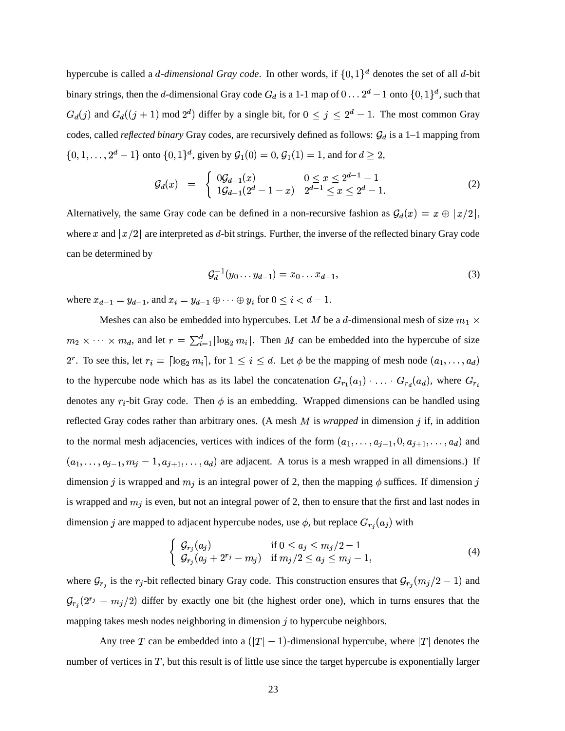hypercube is called a $d$*-dimensional Gray code*. In other words, if $\{0,1\}^d$ denotes the set of all $d$-bit binary strings, then the $d$-dimensional Gray code $G_d$ is a 1-1 map of $0 \ldots 2^d - 1$ onto $\{0,1\}^d$, such that $G_d(j)$ and $G_d((j+1) \bmod 2^d)$ differ by a single bit, for $0 \leq j \leq 2^d - 1$. The most common Gray codes, called *reflected binary* Gray codes, are recursively defined as follows: $\mathcal{G}_d$ is a 1–1 mapping from $\{0,1,\ldots,2^d-1\}$ onto $\{0,1\}^d$, given by $\mathcal{G}_1(0) = 0$, $\mathcal{G}_1(1) = 1$, and for $d \geq 2$,

$$\mathcal{G}_d(x) \quad = \quad \begin{cases} 0\mathcal{G}_{d-1}(x) & 0 \leq x \leq 2^{d-1}-1 \\ 1\mathcal{G}_{d-1}(2^d-1-x) & 2^{d-1} \leq x \leq 2^d - 1. \end{cases} \tag{2}$$

Alternatively, the same Gray code can be defined in a non-recursive fashion as $\mathcal{G}_d(x) = x \oplus \lfloor x/2 \rfloor$, where $x$ and $\lfloor x/2 \rfloor$ are interpreted as $d$-bit strings. Further, the inverse of the reflected binary Gray code can be determined by

$$\mathcal{G}_d^{-1}(y_0 \ldots y_{d-1}) = x_0 \ldots x_{d-1}, \tag{3}$$

where $x_{d-1} = y_{d-1}$, and $x_i = y_{d-1} \oplus \cdots \oplus y_i$ for $0 \leq i < d-1$.

Meshes can also be embedded into hypercubes. Let $M$ be a $d$-dimensional mesh of size $m_1 \times m_2 \times \cdots \times m_d$, and let $r = \sum_{i=1}^{d} \lceil \log_2 m_i \rceil$. Then $M$ can be embedded into the hypercube of size $2^r$. To see this, let $r_i = \lceil \log_2 m_i \rceil$, for $1 \leq i \leq d$. Let $\phi$ be the mapping of mesh node $(a_1, \ldots, a_d)$ to the hypercube node which has as its label the concatenation $G_{r_1}(a_1) \cdot \ldots \cdot G_{r_d}(a_d)$, where $G_{r_i}$ denotes any $r_i$-bit Gray code. Then $\phi$ is an embedding. Wrapped dimensions can be handled using reflected Gray codes rather than arbitrary ones. (A mesh $M$ is *wrapped* in dimension $j$ if, in addition to the normal mesh adjacencies, vertices with indices of the form $(a_1, \ldots, a_{j-1}, 0, a_{j+1}, \ldots, a_d)$ and $(a_1, \ldots, a_{j-1}, m_j - 1, a_{j+1}, \ldots, a_d)$ are adjacent. A torus is a mesh wrapped in all dimensions.) If dimension $j$ is wrapped and $m_j$ is an integral power of 2, then the mapping $\phi$ suffices. If dimension $j$ is wrapped and $m_j$ is even, but not an integral power of 2, then to ensure that the first and last nodes in dimension $j$ are mapped to adjacent hypercube nodes, use $\phi$, but replace $G_{r_j}(a_j)$ with

$$\begin{cases} \mathcal{G}_{r_j}(a_j) & \text{if } 0 \leq a_j \leq m_j/2 - 1 \\ \mathcal{G}_{r_j}(a_j + 2^{r_j} - m_j) & \text{if } m_j/2 \leq a_j \leq m_j - 1, \end{cases} \tag{4}$$

where $\mathcal{G}_{r_j}$ is the $r_j$-bit reflected binary Gray code. This construction ensures that $\mathcal{G}_{r_j}(m_j/2 - 1)$ and $\mathcal{G}_{r_j}(2^{r_j} - m_j/2)$ differ by exactly one bit (the highest order one), which in turns ensures that the mapping takes mesh nodes neighboring in dimension $j$ to hypercube neighbors.

Any tree $T$ can be embedded into a $(|T|-1)$-dimensional hypercube, where $|T|$ denotes the number of vertices in $T$, but this result is of little use since the target hypercube is exponentially larger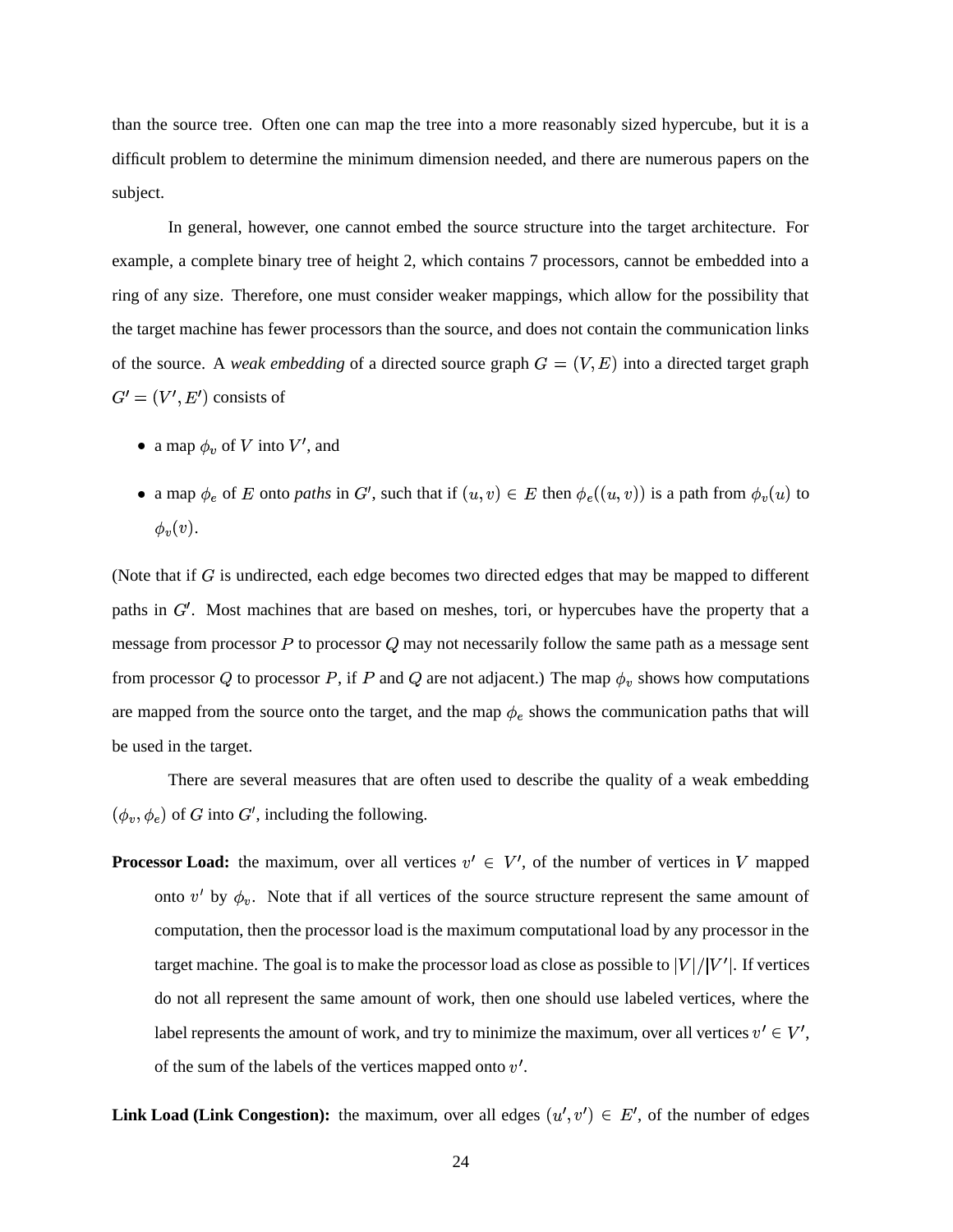than the source tree. Often one can map the tree into a more reasonably sized hypercube, but it is a difficult problem to determine the minimum dimension needed, and there are numerous papers on the subject.

In general, however, one cannot embed the source structure into the target architecture. For example, a complete binary tree of height 2, which contains 7 processors, cannot be embedded into a ring of any size. Therefore, one must consider weaker mappings, which allow for the possibility that the target machine has fewer processors than the source, and does not contain the communication links of the source. A *weak embedding* of a directed source graph $G = (V, E)$ into a directed target graph $G' = (V', E')$ consists of

- a map $\phi_v$ of $V$ into $V'$, and
- a map $\phi_e$ of $E$ onto *paths* in $G'$, such that if $(u, v) \in E$ then $\phi_e((u, v))$ is a path from $\phi_v(u)$ to $\phi_v(v)$.

(Note that if $G$ is undirected, each edge becomes two directed edges that may be mapped to different paths in $G'$. Most machines that are based on meshes, tori, or hypercubes have the property that a message from processor $P$ to processor $Q$ may not necessarily follow the same path as a message sent from processor $Q$ to processor $P$, if $P$ and $Q$ are not adjacent.) The map $\phi_v$ shows how computations are mapped from the source onto the target, and the map $\phi_e$ shows the communication paths that will be used in the target.

There are several measures that are often used to describe the quality of a weak embedding $(\phi_v, \phi_e)$ of $G$ into $G'$, including the following.

**Processor Load:** the maximum, over all vertices $v' \in V'$, of the number of vertices in $V$ mapped onto $v'$ by $\phi_v$. Note that if all vertices of the source structure represent the same amount of computation, then the processor load is the maximum computational load by any processor in the target machine. The goal is to make the processor load as close as possible to $|V|/|V'|$. If vertices do not all represent the same amount of work, then one should use labeled vertices, where the label represents the amount of work, and try to minimize the maximum, over all vertices $v' \in V'$, of the sum of the labels of the vertices mapped onto $v'$.

**Link Load (Link Congestion):** the maximum, over all edges $(u', v') \in E'$, of the number of edges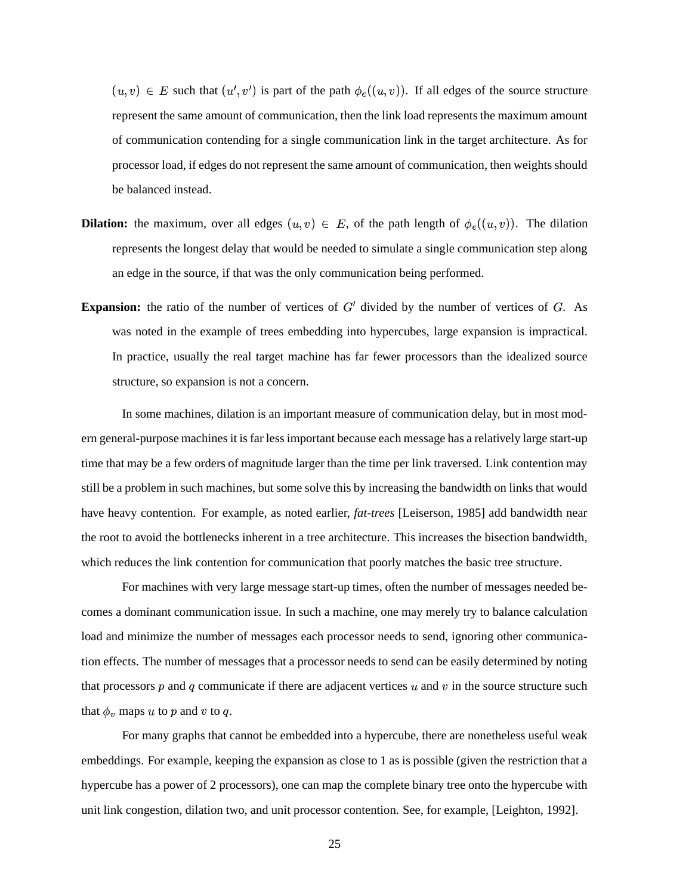$(u, v) \in E$ such that $(u', v')$ is part of the path $\phi_e((u, v))$. If all edges of the source structure represent the same amount of communication, then the link load represents the maximum amount of communication contending for a single communication link in the target architecture. As for processor load, if edges do not represent the same amount of communication, then weights should be balanced instead.

**Dilation:** the maximum, over all edges $(u, v) \in E$, of the path length of $\phi_e((u, v))$. The dilation represents the longest delay that would be needed to simulate a single communication step along an edge in the source, if that was the only communication being performed.

**Expansion:** the ratio of the number of vertices of $G'$ divided by the number of vertices of $G$. As was noted in the example of trees embedding into hypercubes, large expansion is impractical. In practice, usually the real target machine has far fewer processors than the idealized source structure, so expansion is not a concern.

In some machines, dilation is an important measure of communication delay, but in most modern general-purpose machines it is far less important because each message has a relatively large start-up time that may be a few orders of magnitude larger than the time per link traversed. Link contention may still be a problem in such machines, but some solve this by increasing the bandwidth on links that would have heavy contention. For example, as noted earlier, *fat-trees* [Leiserson, 1985] add bandwidth near the root to avoid the bottlenecks inherent in a tree architecture. This increases the bisection bandwidth, which reduces the link contention for communication that poorly matches the basic tree structure.

For machines with very large message start-up times, often the number of messages needed becomes a dominant communication issue. In such a machine, one may merely try to balance calculation load and minimize the number of messages each processor needs to send, ignoring other communication effects. The number of messages that a processor needs to send can be easily determined by noting that processors $p$ and $q$ communicate if there are adjacent vertices $u$ and $v$ in the source structure such that $\phi_v$ maps $u$ to $p$ and $v$ to $q$.

For many graphs that cannot be embedded into a hypercube, there are nonetheless useful weak embeddings. For example, keeping the expansion as close to 1 as is possible (given the restriction that a hypercube has a power of 2 processors), one can map the complete binary tree onto the hypercube with unit link congestion, dilation two, and unit processor contention. See, for example, [Leighton, 1992].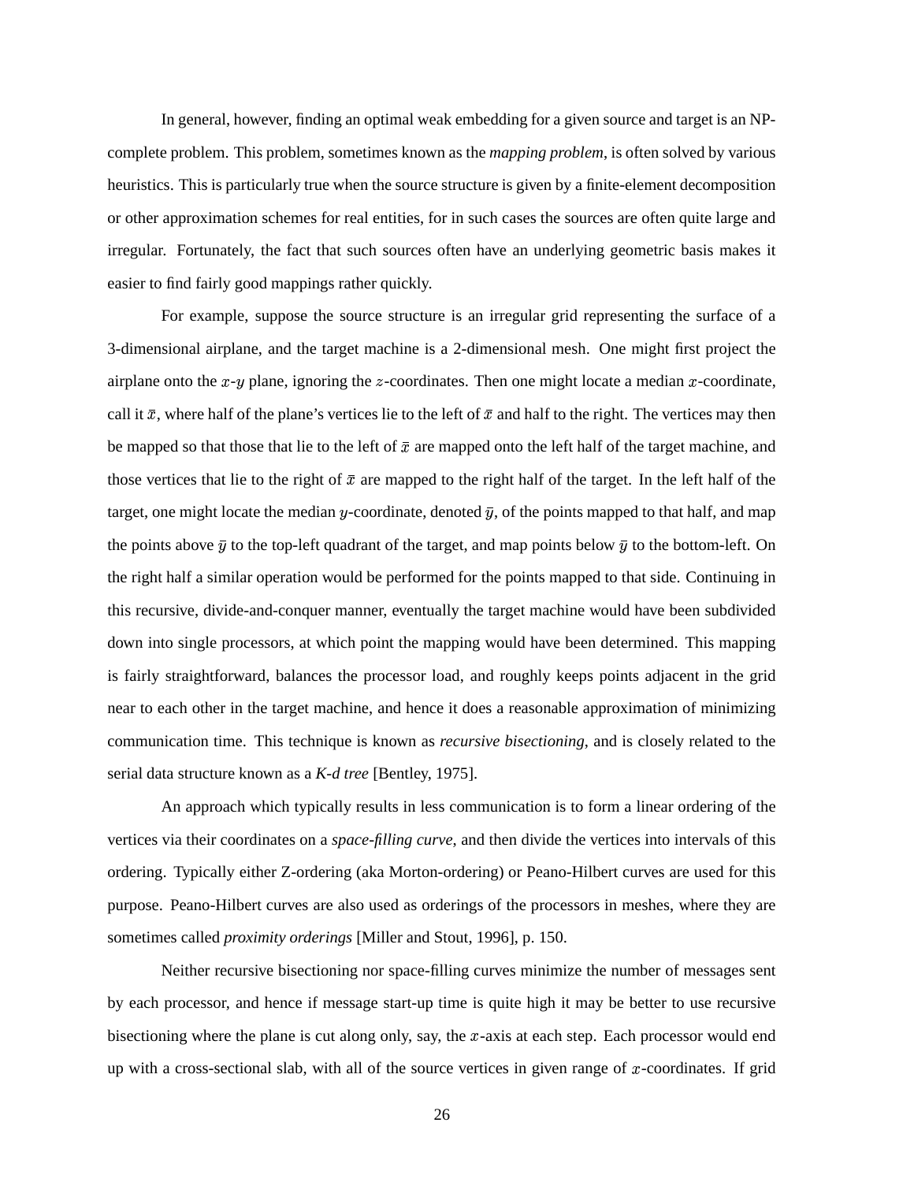In general, however, finding an optimal weak embedding for a given source and target is an NP-complete problem. This problem, sometimes known as the *mapping problem*, is often solved by various heuristics. This is particularly true when the source structure is given by a finite-element decomposition or other approximation schemes for real entities, for in such cases the sources are often quite large and irregular. Fortunately, the fact that such sources often have an underlying geometric basis makes it easier to find fairly good mappings rather quickly.

For example, suppose the source structure is an irregular grid representing the surface of a 3-dimensional airplane, and the target machine is a 2-dimensional mesh. One might first project the airplane onto the $x$-$y$ plane, ignoring the $z$-coordinates. Then one might locate a median $x$-coordinate, call it $\bar{x}$, where half of the plane's vertices lie to the left of $\bar{x}$ and half to the right. The vertices may then be mapped so that those that lie to the left of $\bar{x}$ are mapped onto the left half of the target machine, and those vertices that lie to the right of $\bar{x}$ are mapped to the right half of the target. In the left half of the target, one might locate the median $y$-coordinate, denoted $\bar{y}$, of the points mapped to that half, and map the points above $\bar{y}$ to the top-left quadrant of the target, and map points below $\bar{y}$ to the bottom-left. On the right half a similar operation would be performed for the points mapped to that side. Continuing in this recursive, divide-and-conquer manner, eventually the target machine would have been subdivided down into single processors, at which point the mapping would have been determined. This mapping is fairly straightforward, balances the processor load, and roughly keeps points adjacent in the grid near to each other in the target machine, and hence it does a reasonable approximation of minimizing communication time. This technique is known as *recursive bisectioning*, and is closely related to the serial data structure known as a *K-d tree* [Bentley, 1975].

An approach which typically results in less communication is to form a linear ordering of the vertices via their coordinates on a *space-filling curve*, and then divide the vertices into intervals of this ordering. Typically either Z-ordering (aka Morton-ordering) or Peano-Hilbert curves are used for this purpose. Peano-Hilbert curves are also used as orderings of the processors in meshes, where they are sometimes called *proximity orderings* [Miller and Stout, 1996], p. 150.

Neither recursive bisectioning nor space-filling curves minimize the number of messages sent by each processor, and hence if message start-up time is quite high it may be better to use recursive bisectioning where the plane is cut along only, say, the $x$-axis at each step. Each processor would end up with a cross-sectional slab, with all of the source vertices in given range of $x$-coordinates. If grid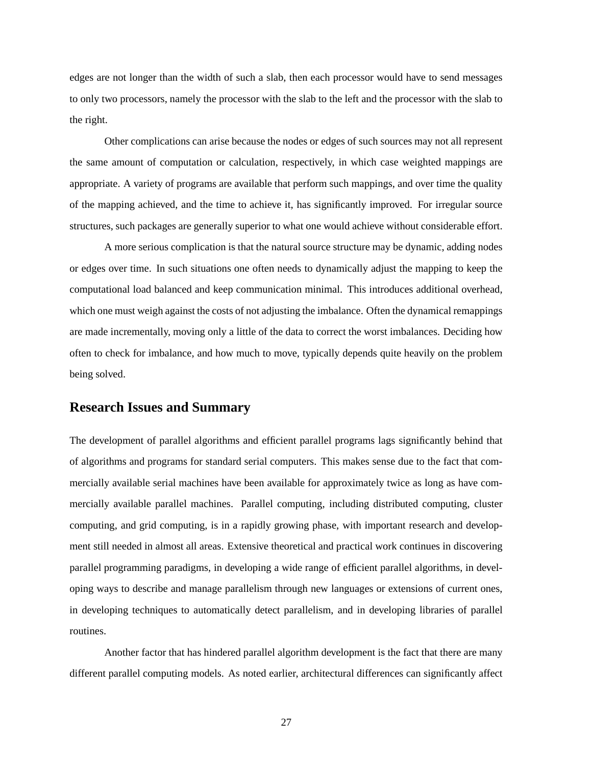edges are not longer than the width of such a slab, then each processor would have to send messages to only two processors, namely the processor with the slab to the left and the processor with the slab to the right.

Other complications can arise because the nodes or edges of such sources may not all represent the same amount of computation or calculation, respectively, in which case weighted mappings are appropriate. A variety of programs are available that perform such mappings, and over time the quality of the mapping achieved, and the time to achieve it, has significantly improved. For irregular source structures, such packages are generally superior to what one would achieve without considerable effort.

A more serious complication is that the natural source structure may be dynamic, adding nodes or edges over time. In such situations one often needs to dynamically adjust the mapping to keep the computational load balanced and keep communication minimal. This introduces additional overhead, which one must weigh against the costs of not adjusting the imbalance. Often the dynamical remappings are made incrementally, moving only a little of the data to correct the worst imbalances. Deciding how often to check for imbalance, and how much to move, typically depends quite heavily on the problem being solved.

## Research Issues and Summary

The development of parallel algorithms and efficient parallel programs lags significantly behind that of algorithms and programs for standard serial computers. This makes sense due to the fact that commercially available serial machines have been available for approximately twice as long as have commercially available parallel machines. Parallel computing, including distributed computing, cluster computing, and grid computing, is in a rapidly growing phase, with important research and development still needed in almost all areas. Extensive theoretical and practical work continues in discovering parallel programming paradigms, in developing a wide range of efficient parallel algorithms, in developing ways to describe and manage parallelism through new languages or extensions of current ones, in developing techniques to automatically detect parallelism, and in developing libraries of parallel routines.

Another factor that has hindered parallel algorithm development is the fact that there are many different parallel computing models. As noted earlier, architectural differences can significantly affect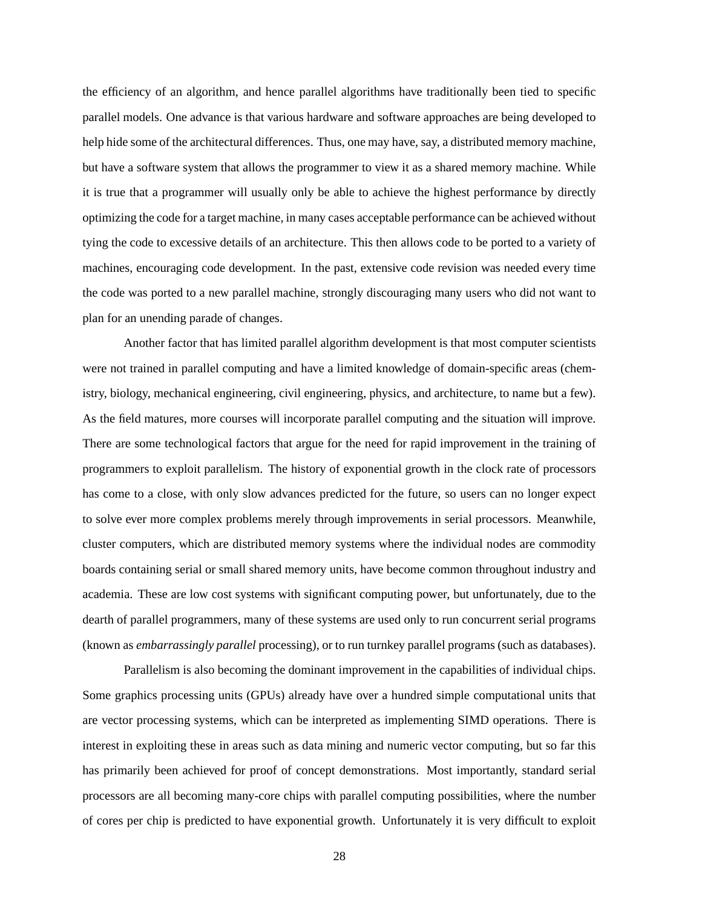the efficiency of an algorithm, and hence parallel algorithms have traditionally been tied to specific parallel models. One advance is that various hardware and software approaches are being developed to help hide some of the architectural differences. Thus, one may have, say, a distributed memory machine, but have a software system that allows the programmer to view it as a shared memory machine. While it is true that a programmer will usually only be able to achieve the highest performance by directly optimizing the code for a target machine, in many cases acceptable performance can be achieved without tying the code to excessive details of an architecture. This then allows code to be ported to a variety of machines, encouraging code development. In the past, extensive code revision was needed every time the code was ported to a new parallel machine, strongly discouraging many users who did not want to plan for an unending parade of changes.

Another factor that has limited parallel algorithm development is that most computer scientists were not trained in parallel computing and have a limited knowledge of domain-specific areas (chemistry, biology, mechanical engineering, civil engineering, physics, and architecture, to name but a few). As the field matures, more courses will incorporate parallel computing and the situation will improve. There are some technological factors that argue for the need for rapid improvement in the training of programmers to exploit parallelism. The history of exponential growth in the clock rate of processors has come to a close, with only slow advances predicted for the future, so users can no longer expect to solve ever more complex problems merely through improvements in serial processors. Meanwhile, cluster computers, which are distributed memory systems where the individual nodes are commodity boards containing serial or small shared memory units, have become common throughout industry and academia. These are low cost systems with significant computing power, but unfortunately, due to the dearth of parallel programmers, many of these systems are used only to run concurrent serial programs (known as *embarrassingly parallel* processing), or to run turnkey parallel programs (such as databases).

Parallelism is also becoming the dominant improvement in the capabilities of individual chips. Some graphics processing units (GPUs) already have over a hundred simple computational units that are vector processing systems, which can be interpreted as implementing SIMD operations. There is interest in exploiting these in areas such as data mining and numeric vector computing, but so far this has primarily been achieved for proof of concept demonstrations. Most importantly, standard serial processors are all becoming many-core chips with parallel computing possibilities, where the number of cores per chip is predicted to have exponential growth. Unfortunately it is very difficult to exploit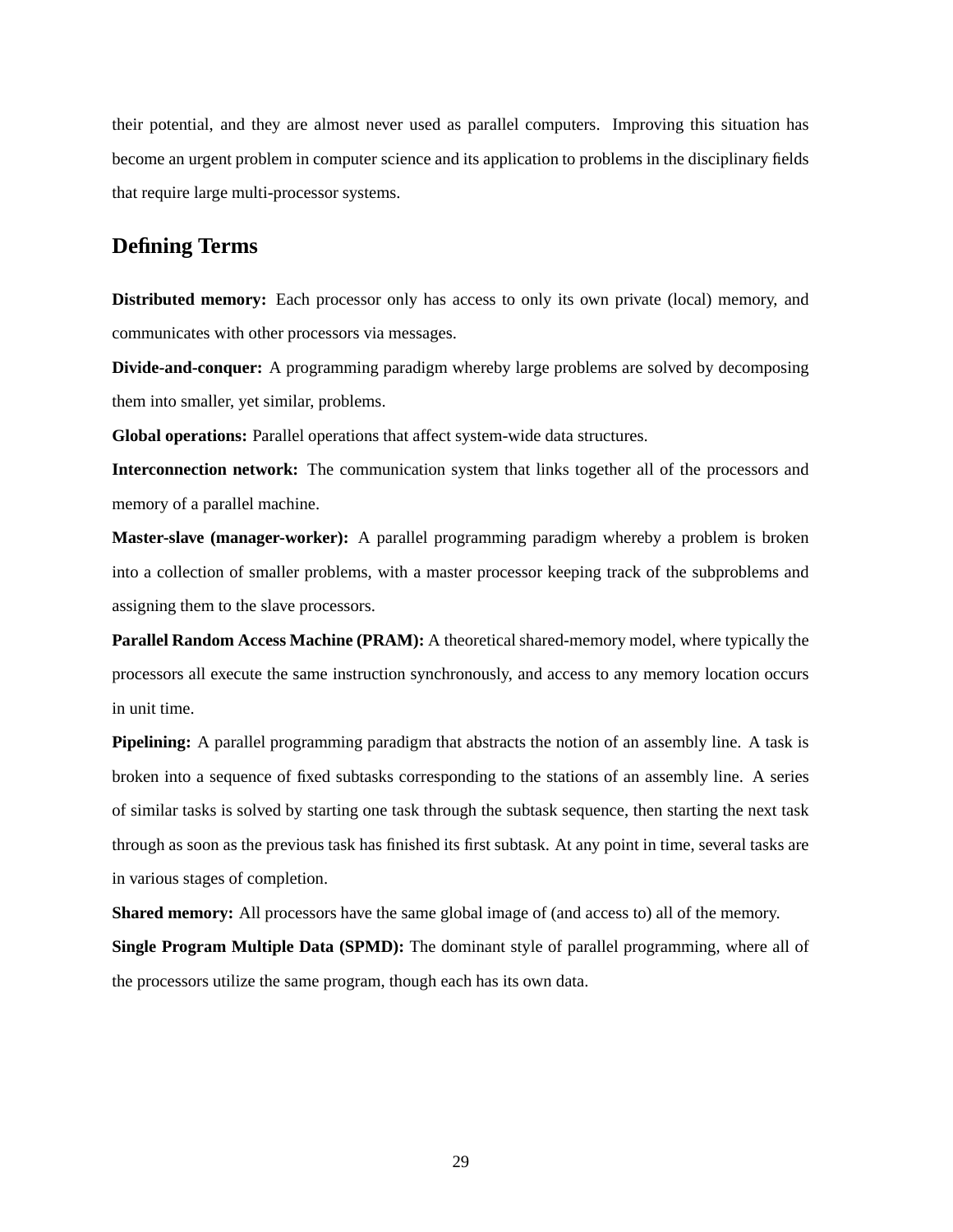their potential, and they are almost never used as parallel computers. Improving this situation has become an urgent problem in computer science and its application to problems in the disciplinary fields that require large multi-processor systems.

## Defining Terms

**Distributed memory:** Each processor only has access to only its own private (local) memory, and communicates with other processors via messages.

**Divide-and-conquer:** A programming paradigm whereby large problems are solved by decomposing them into smaller, yet similar, problems.

**Global operations:** Parallel operations that affect system-wide data structures.

**Interconnection network:** The communication system that links together all of the processors and memory of a parallel machine.

**Master-slave (manager-worker):** A parallel programming paradigm whereby a problem is broken into a collection of smaller problems, with a master processor keeping track of the subproblems and assigning them to the slave processors.

**Parallel Random Access Machine (PRAM):** A theoretical shared-memory model, where typically the processors all execute the same instruction synchronously, and access to any memory location occurs in unit time.

**Pipelining:** A parallel programming paradigm that abstracts the notion of an assembly line. A task is broken into a sequence of fixed subtasks corresponding to the stations of an assembly line. A series of similar tasks is solved by starting one task through the subtask sequence, then starting the next task through as soon as the previous task has finished its first subtask. At any point in time, several tasks are in various stages of completion.

**Shared memory:** All processors have the same global image of (and access to) all of the memory.

**Single Program Multiple Data (SPMD):** The dominant style of parallel programming, where all of the processors utilize the same program, though each has its own data.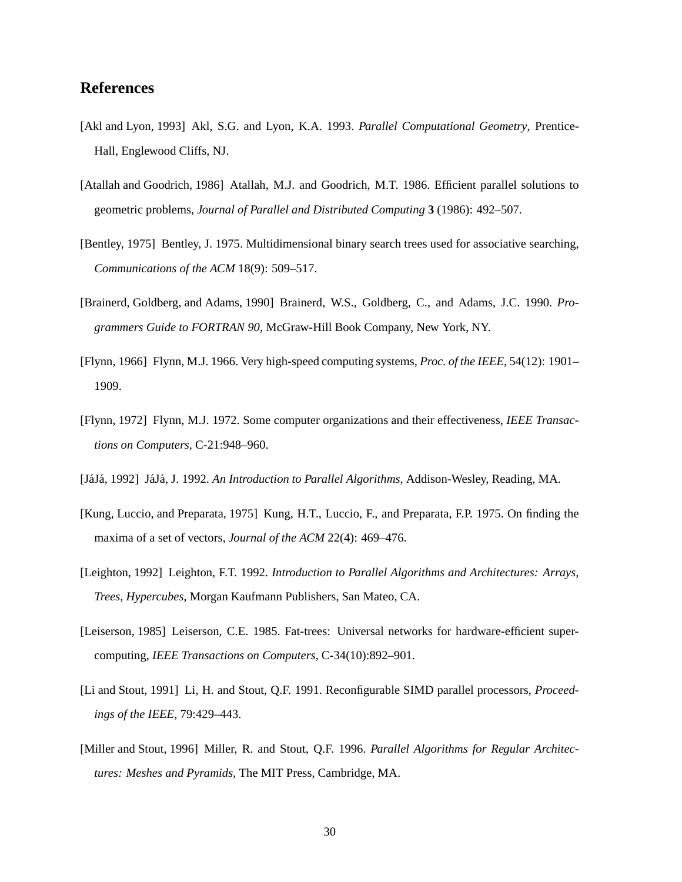## References

[Akl and Lyon, 1993] Akl, S.G. and Lyon, K.A. 1993. *Parallel Computational Geometry*, Prentice-Hall, Englewood Cliffs, NJ.

[Atallah and Goodrich, 1986] Atallah, M.J. and Goodrich, M.T. 1986. Efficient parallel solutions to geometric problems, *Journal of Parallel and Distributed Computing* **3** (1986): 492–507.

[Bentley, 1975] Bentley, J. 1975. Multidimensional binary search trees used for associative searching, *Communications of the ACM* 18(9): 509–517.

[Brainerd, Goldberg, and Adams, 1990] Brainerd, W.S., Goldberg, C., and Adams, J.C. 1990. *Programmers Guide to FORTRAN 90*, McGraw-Hill Book Company, New York, NY.

[Flynn, 1966] Flynn, M.J. 1966. Very high-speed computing systems, *Proc. of the IEEE*, 54(12): 1901–1909.

[Flynn, 1972] Flynn, M.J. 1972. Some computer organizations and their effectiveness, *IEEE Transactions on Computers*, C-21:948–960.

[JáJá, 1992] JáJá, J. 1992. *An Introduction to Parallel Algorithms*, Addison-Wesley, Reading, MA.

[Kung, Luccio, and Preparata, 1975] Kung, H.T., Luccio, F., and Preparata, F.P. 1975. On finding the maxima of a set of vectors, *Journal of the ACM* 22(4): 469–476.

[Leighton, 1992] Leighton, F.T. 1992. *Introduction to Parallel Algorithms and Architectures: Arrays, Trees, Hypercubes*, Morgan Kaufmann Publishers, San Mateo, CA.

[Leiserson, 1985] Leiserson, C.E. 1985. Fat-trees: Universal networks for hardware-efficient supercomputing, *IEEE Transactions on Computers*, C-34(10):892–901.

[Li and Stout, 1991] Li, H. and Stout, Q.F. 1991. Reconfigurable SIMD parallel processors, *Proceedings of the IEEE*, 79:429–443.

[Miller and Stout, 1996] Miller, R. and Stout, Q.F. 1996. *Parallel Algorithms for Regular Architectures: Meshes and Pyramids*, The MIT Press, Cambridge, MA.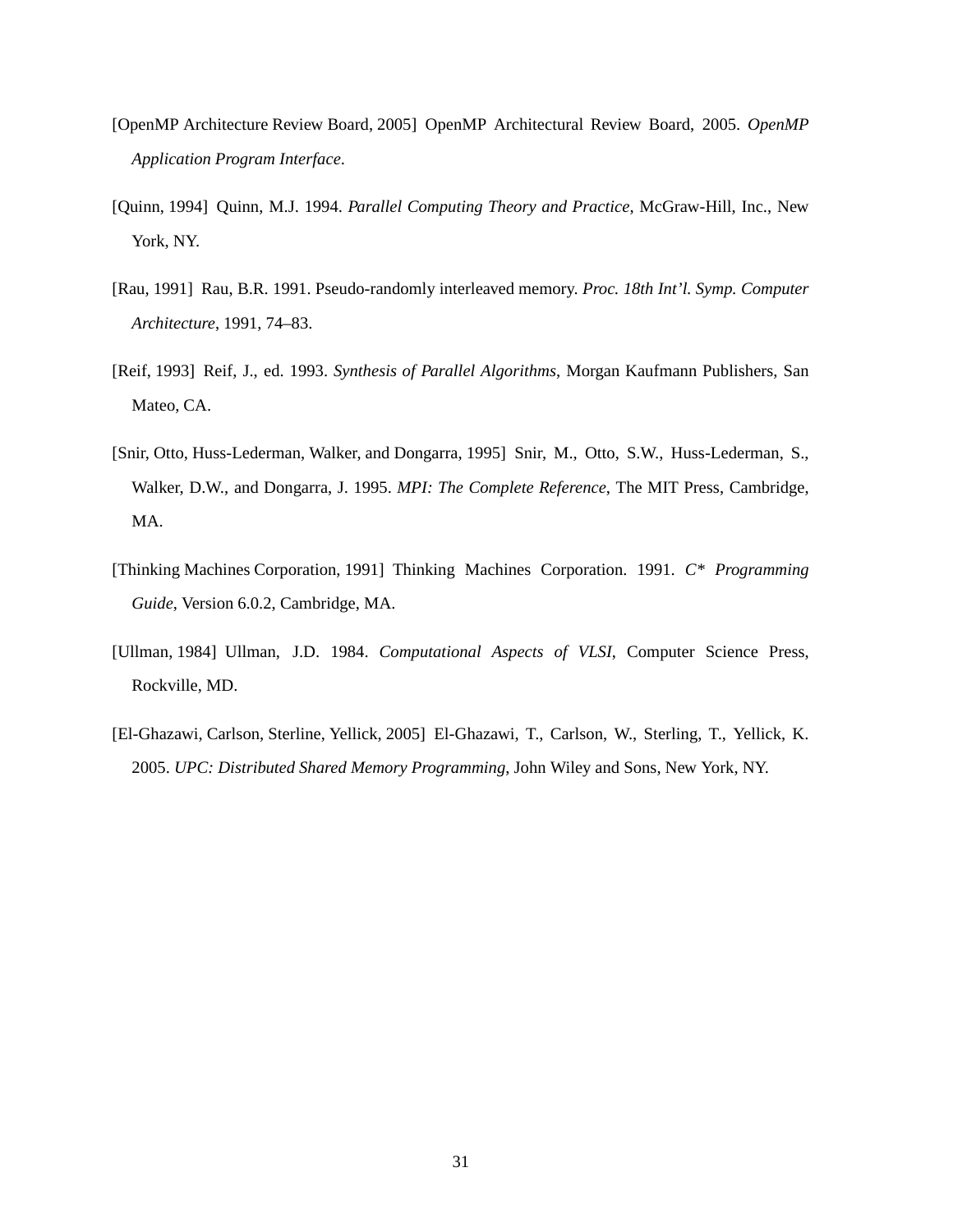[OpenMP Architecture Review Board, 2005] OpenMP Architectural Review Board, 2005. *OpenMP Application Program Interface*.

[Quinn, 1994] Quinn, M.J. 1994. *Parallel Computing Theory and Practice*, McGraw-Hill, Inc., New York, NY.

[Rau, 1991] Rau, B.R. 1991. Pseudo-randomly interleaved memory. *Proc. 18th Int'l. Symp. Computer Architecture*, 1991, 74–83.

[Reif, 1993] Reif, J., ed. 1993. *Synthesis of Parallel Algorithms*, Morgan Kaufmann Publishers, San Mateo, CA.

[Snir, Otto, Huss-Lederman, Walker, and Dongarra, 1995] Snir, M., Otto, S.W., Huss-Lederman, S., Walker, D.W., and Dongarra, J. 1995. *MPI: The Complete Reference*, The MIT Press, Cambridge, MA.

[Thinking Machines Corporation, 1991] Thinking Machines Corporation. 1991. *C\* Programming Guide*, Version 6.0.2, Cambridge, MA.

[Ullman, 1984] Ullman, J.D. 1984. *Computational Aspects of VLSI*, Computer Science Press, Rockville, MD.

[El-Ghazawi, Carlson, Sterline, Yellick, 2005] El-Ghazawi, T., Carlson, W., Sterling, T., Yellick, K. 2005. *UPC: Distributed Shared Memory Programming*, John Wiley and Sons, New York, NY.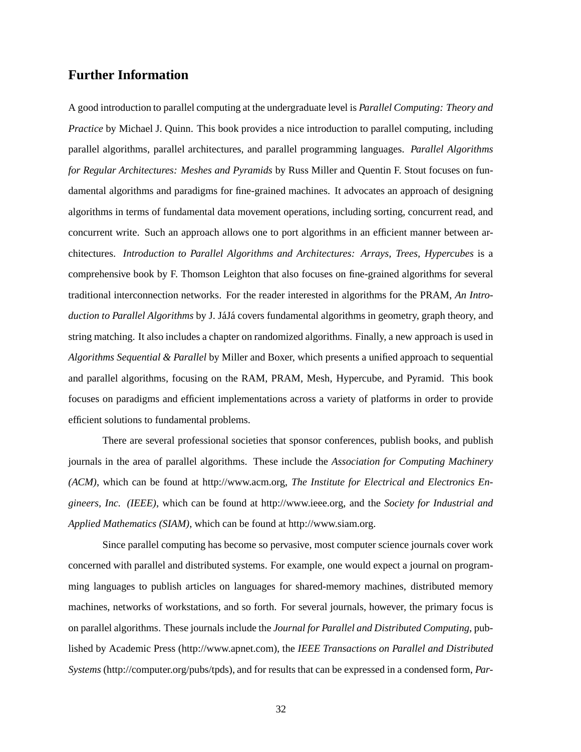## Further Information

A good introduction to parallel computing at the undergraduate level is *Parallel Computing: Theory and Practice* by Michael J. Quinn. This book provides a nice introduction to parallel computing, including parallel algorithms, parallel architectures, and parallel programming languages. *Parallel Algorithms for Regular Architectures: Meshes and Pyramids* by Russ Miller and Quentin F. Stout focuses on fundamental algorithms and paradigms for fine-grained machines. It advocates an approach of designing algorithms in terms of fundamental data movement operations, including sorting, concurrent read, and concurrent write. Such an approach allows one to port algorithms in an efficient manner between architectures. *Introduction to Parallel Algorithms and Architectures: Arrays, Trees, Hypercubes* is a comprehensive book by F. Thomson Leighton that also focuses on fine-grained algorithms for several traditional interconnection networks. For the reader interested in algorithms for the PRAM, *An Introduction to Parallel Algorithms* by J. JáJá covers fundamental algorithms in geometry, graph theory, and string matching. It also includes a chapter on randomized algorithms. Finally, a new approach is used in *Algorithms Sequential & Parallel* by Miller and Boxer, which presents a unified approach to sequential and parallel algorithms, focusing on the RAM, PRAM, Mesh, Hypercube, and Pyramid. This book focuses on paradigms and efficient implementations across a variety of platforms in order to provide efficient solutions to fundamental problems.

There are several professional societies that sponsor conferences, publish books, and publish journals in the area of parallel algorithms. These include the *Association for Computing Machinery (ACM)*, which can be found at http://www.acm.org, *The Institute for Electrical and Electronics Engineers, Inc. (IEEE)*, which can be found at http://www.ieee.org, and the *Society for Industrial and Applied Mathematics (SIAM)*, which can be found at http://www.siam.org.

Since parallel computing has become so pervasive, most computer science journals cover work concerned with parallel and distributed systems. For example, one would expect a journal on programming languages to publish articles on languages for shared-memory machines, distributed memory machines, networks of workstations, and so forth. For several journals, however, the primary focus is on parallel algorithms. These journals include the *Journal for Parallel and Distributed Computing*, published by Academic Press (http://www.apnet.com), the *IEEE Transactions on Parallel and Distributed Systems* (http://computer.org/pubs/tpds), and for results that can be expressed in a condensed form, *Par-*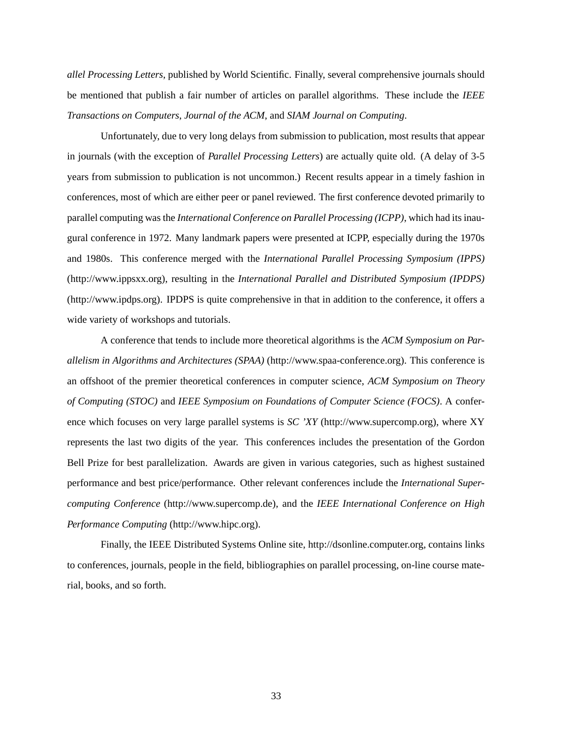*allel Processing Letters*, published by World Scientific. Finally, several comprehensive journals should be mentioned that publish a fair number of articles on parallel algorithms. These include the *IEEE Transactions on Computers*, *Journal of the ACM*, and *SIAM Journal on Computing*.

Unfortunately, due to very long delays from submission to publication, most results that appear in journals (with the exception of *Parallel Processing Letters*) are actually quite old. (A delay of 3-5 years from submission to publication is not uncommon.) Recent results appear in a timely fashion in conferences, most of which are either peer or panel reviewed. The first conference devoted primarily to parallel computing was the *International Conference on Parallel Processing (ICPP)*, which had its inaugural conference in 1972. Many landmark papers were presented at ICPP, especially during the 1970s and 1980s. This conference merged with the *International Parallel Processing Symposium (IPPS)* (http://www.ippsxx.org), resulting in the *International Parallel and Distributed Symposium (IPDPS)* (http://www.ipdps.org). IPDPS is quite comprehensive in that in addition to the conference, it offers a wide variety of workshops and tutorials.

A conference that tends to include more theoretical algorithms is the *ACM Symposium on Parallelism in Algorithms and Architectures (SPAA)* (http://www.spaa-conference.org). This conference is an offshoot of the premier theoretical conferences in computer science, *ACM Symposium on Theory of Computing (STOC)* and *IEEE Symposium on Foundations of Computer Science (FOCS)*. A conference which focuses on very large parallel systems is *SC 'XY* (http://www.supercomp.org), where XY represents the last two digits of the year. This conferences includes the presentation of the Gordon Bell Prize for best parallelization. Awards are given in various categories, such as highest sustained performance and best price/performance. Other relevant conferences include the *International Supercomputing Conference* (http://www.supercomp.de), and the *IEEE International Conference on High Performance Computing* (http://www.hipc.org).

Finally, the IEEE Distributed Systems Online site, http://dsonline.computer.org, contains links to conferences, journals, people in the field, bibliographies on parallel processing, on-line course material, books, and so forth.